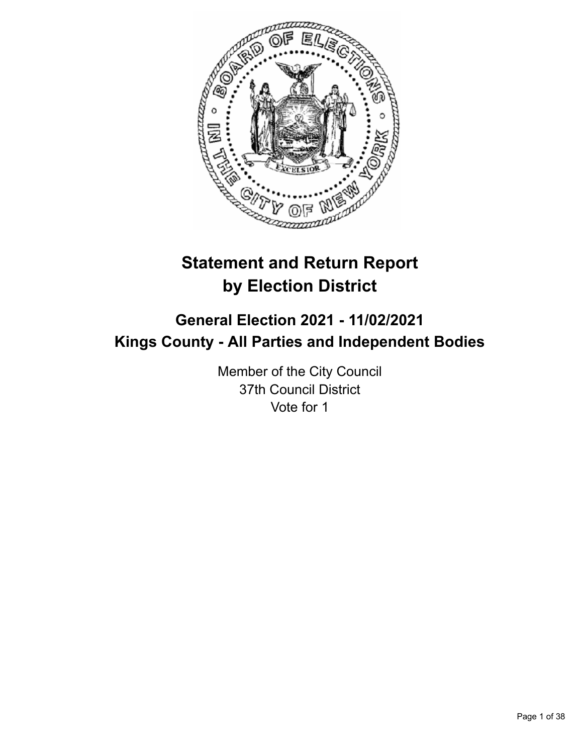# Statement and Return Report by Election District

## General Election 2021 - 11/02/2021
## Kings County - All Parties and Independent Bodies

Member of the City Council
37th Council District
Vote for 1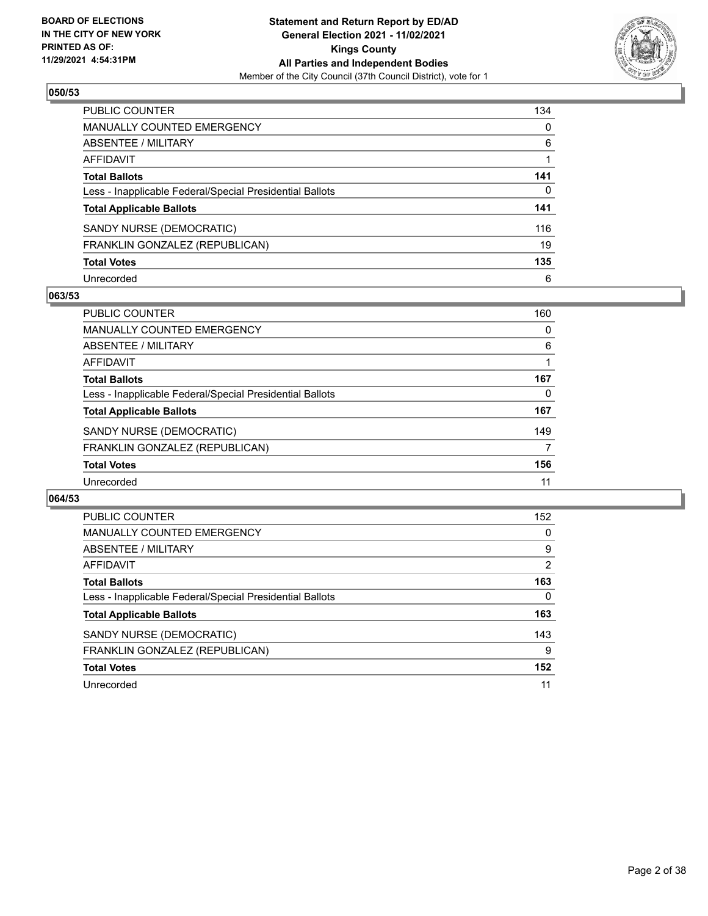**BOARD OF ELECTIONS IN THE CITY OF NEW YORK PRINTED AS OF: 11/29/2021 4:54:31PM**

**Statement and Return Report by ED/AD General Election 2021 - 11/02/2021 Kings County All Parties and Independent Bodies**

Member of the City Council (37th Council District), vote for 1

### 050/53

| | |
|---|---|
| PUBLIC COUNTER | 134 |
| MANUALLY COUNTED EMERGENCY | 0 |
| ABSENTEE / MILITARY | 6 |
| AFFIDAVIT | 1 |
| **Total Ballots** | **141** |
| Less - Inapplicable Federal/Special Presidential Ballots | 0 |
| **Total Applicable Ballots** | **141** |
| SANDY NURSE (DEMOCRATIC) | 116 |
| FRANKLIN GONZALEZ (REPUBLICAN) | 19 |
| **Total Votes** | **135** |
| Unrecorded | 6 |

### 063/53

| | |
|---|---|
| PUBLIC COUNTER | 160 |
| MANUALLY COUNTED EMERGENCY | 0 |
| ABSENTEE / MILITARY | 6 |
| AFFIDAVIT | 1 |
| **Total Ballots** | **167** |
| Less - Inapplicable Federal/Special Presidential Ballots | 0 |
| **Total Applicable Ballots** | **167** |
| SANDY NURSE (DEMOCRATIC) | 149 |
| FRANKLIN GONZALEZ (REPUBLICAN) | 7 |
| **Total Votes** | **156** |
| Unrecorded | 11 |

### 064/53

| | |
|---|---|
| PUBLIC COUNTER | 152 |
| MANUALLY COUNTED EMERGENCY | 0 |
| ABSENTEE / MILITARY | 9 |
| AFFIDAVIT | 2 |
| **Total Ballots** | **163** |
| Less - Inapplicable Federal/Special Presidential Ballots | 0 |
| **Total Applicable Ballots** | **163** |
| SANDY NURSE (DEMOCRATIC) | 143 |
| FRANKLIN GONZALEZ (REPUBLICAN) | 9 |
| **Total Votes** | **152** |
| Unrecorded | 11 |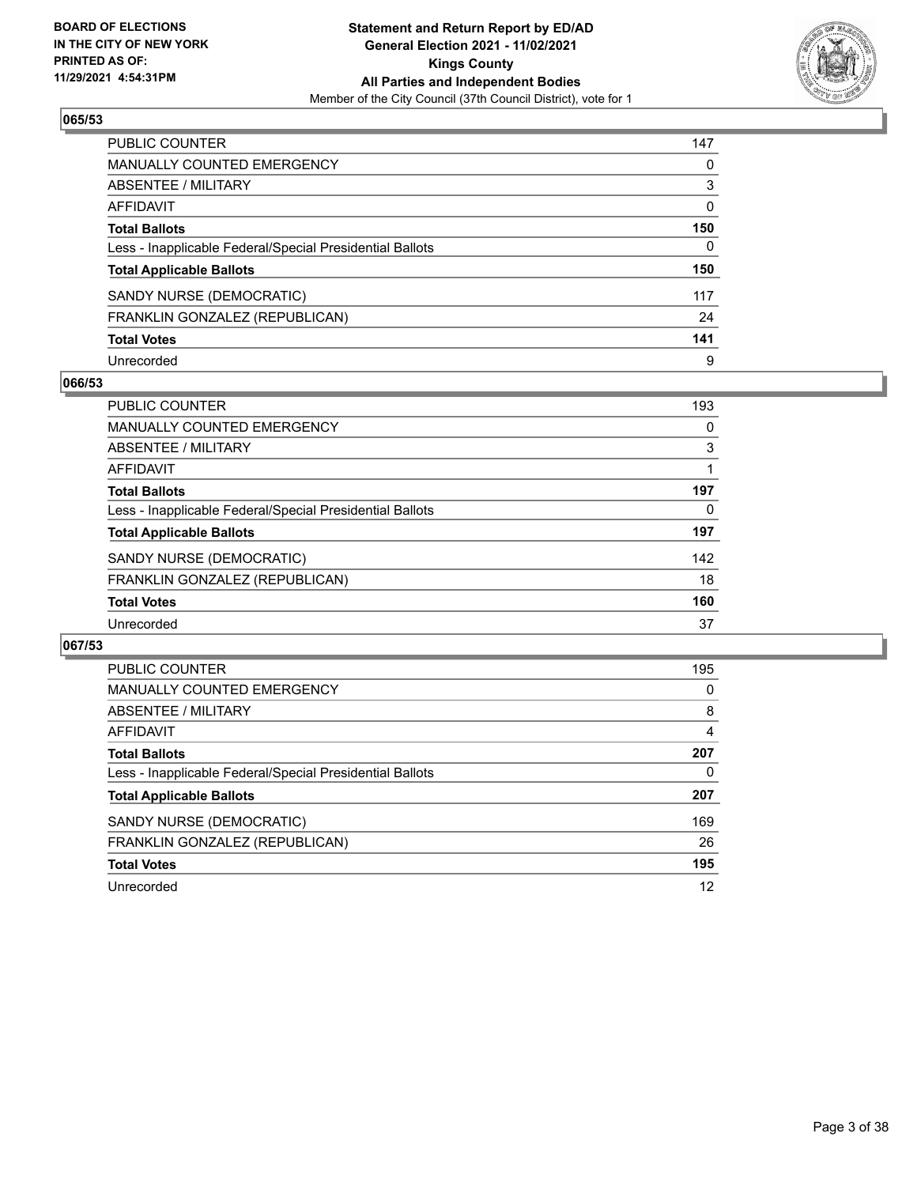**BOARD OF ELECTIONS IN THE CITY OF NEW YORK PRINTED AS OF: 11/29/2021 4:54:31PM**

**Statement and Return Report by ED/AD General Election 2021 - 11/02/2021 Kings County All Parties and Independent Bodies**

Member of the City Council (37th Council District), vote for 1

### 065/53

| | |
|---|---|
| PUBLIC COUNTER | 147 |
| MANUALLY COUNTED EMERGENCY | 0 |
| ABSENTEE / MILITARY | 3 |
| AFFIDAVIT | 0 |
| **Total Ballots** | **150** |
| Less - Inapplicable Federal/Special Presidential Ballots | 0 |
| **Total Applicable Ballots** | **150** |
| SANDY NURSE (DEMOCRATIC) | 117 |
| FRANKLIN GONZALEZ (REPUBLICAN) | 24 |
| **Total Votes** | **141** |
| Unrecorded | 9 |

### 066/53

| | |
|---|---|
| PUBLIC COUNTER | 193 |
| MANUALLY COUNTED EMERGENCY | 0 |
| ABSENTEE / MILITARY | 3 |
| AFFIDAVIT | 1 |
| **Total Ballots** | **197** |
| Less - Inapplicable Federal/Special Presidential Ballots | 0 |
| **Total Applicable Ballots** | **197** |
| SANDY NURSE (DEMOCRATIC) | 142 |
| FRANKLIN GONZALEZ (REPUBLICAN) | 18 |
| **Total Votes** | **160** |
| Unrecorded | 37 |

### 067/53

| | |
|---|---|
| PUBLIC COUNTER | 195 |
| MANUALLY COUNTED EMERGENCY | 0 |
| ABSENTEE / MILITARY | 8 |
| AFFIDAVIT | 4 |
| **Total Ballots** | **207** |
| Less - Inapplicable Federal/Special Presidential Ballots | 0 |
| **Total Applicable Ballots** | **207** |
| SANDY NURSE (DEMOCRATIC) | 169 |
| FRANKLIN GONZALEZ (REPUBLICAN) | 26 |
| **Total Votes** | **195** |
| Unrecorded | 12 |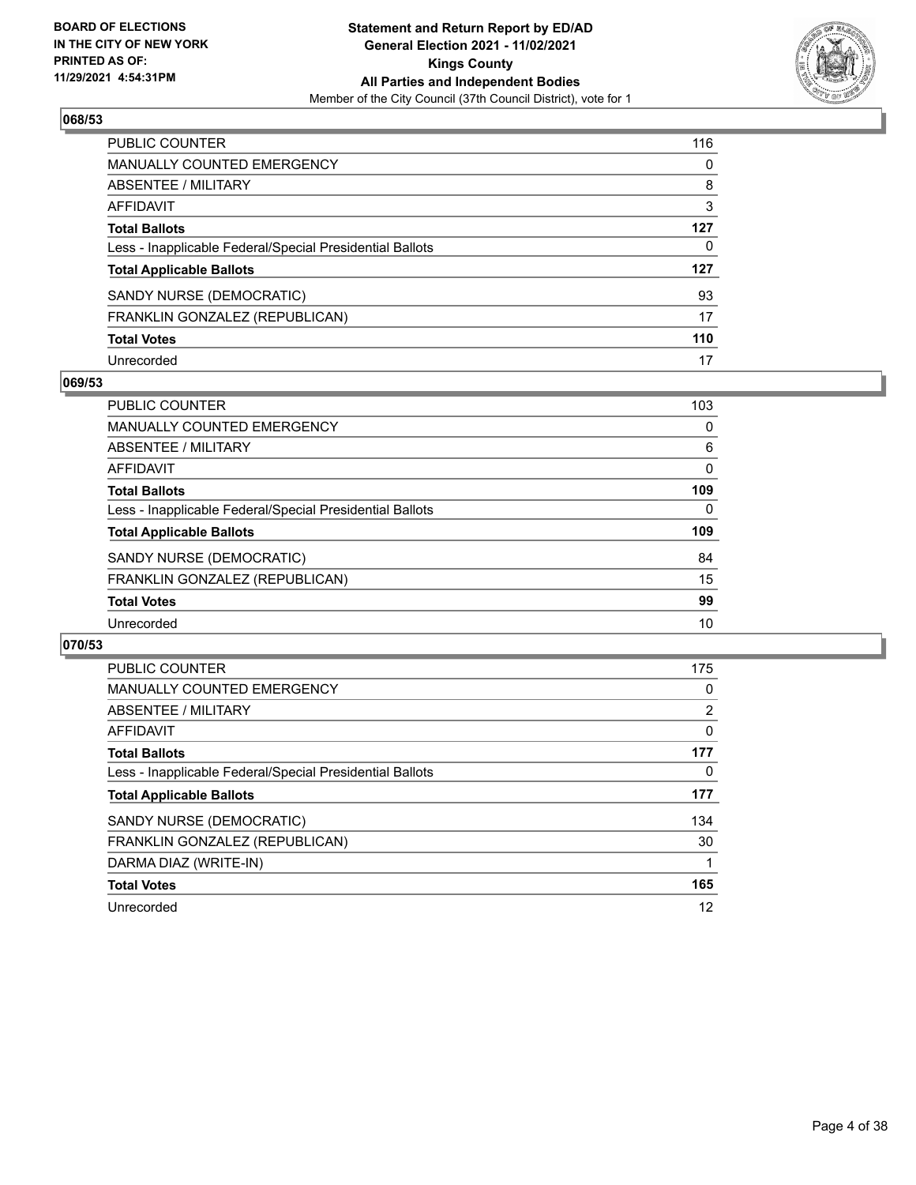**BOARD OF ELECTIONS IN THE CITY OF NEW YORK PRINTED AS OF: 11/29/2021 4:54:31PM**

**Statement and Return Report by ED/AD**
**General Election 2021 - 11/02/2021**
**Kings County**
**All Parties and Independent Bodies**
Member of the City Council (37th Council District), vote for 1

### 068/53

| | |
|---|---|
| PUBLIC COUNTER | 116 |
| MANUALLY COUNTED EMERGENCY | 0 |
| ABSENTEE / MILITARY | 8 |
| AFFIDAVIT | 3 |
| **Total Ballots** | **127** |
| Less - Inapplicable Federal/Special Presidential Ballots | 0 |
| **Total Applicable Ballots** | **127** |
| SANDY NURSE (DEMOCRATIC) | 93 |
| FRANKLIN GONZALEZ (REPUBLICAN) | 17 |
| **Total Votes** | **110** |
| Unrecorded | 17 |

### 069/53

| | |
|---|---|
| PUBLIC COUNTER | 103 |
| MANUALLY COUNTED EMERGENCY | 0 |
| ABSENTEE / MILITARY | 6 |
| AFFIDAVIT | 0 |
| **Total Ballots** | **109** |
| Less - Inapplicable Federal/Special Presidential Ballots | 0 |
| **Total Applicable Ballots** | **109** |
| SANDY NURSE (DEMOCRATIC) | 84 |
| FRANKLIN GONZALEZ (REPUBLICAN) | 15 |
| **Total Votes** | **99** |
| Unrecorded | 10 |

### 070/53

| | |
|---|---|
| PUBLIC COUNTER | 175 |
| MANUALLY COUNTED EMERGENCY | 0 |
| ABSENTEE / MILITARY | 2 |
| AFFIDAVIT | 0 |
| **Total Ballots** | **177** |
| Less - Inapplicable Federal/Special Presidential Ballots | 0 |
| **Total Applicable Ballots** | **177** |
| SANDY NURSE (DEMOCRATIC) | 134 |
| FRANKLIN GONZALEZ (REPUBLICAN) | 30 |
| DARMA DIAZ (WRITE-IN) | 1 |
| **Total Votes** | **165** |
| Unrecorded | 12 |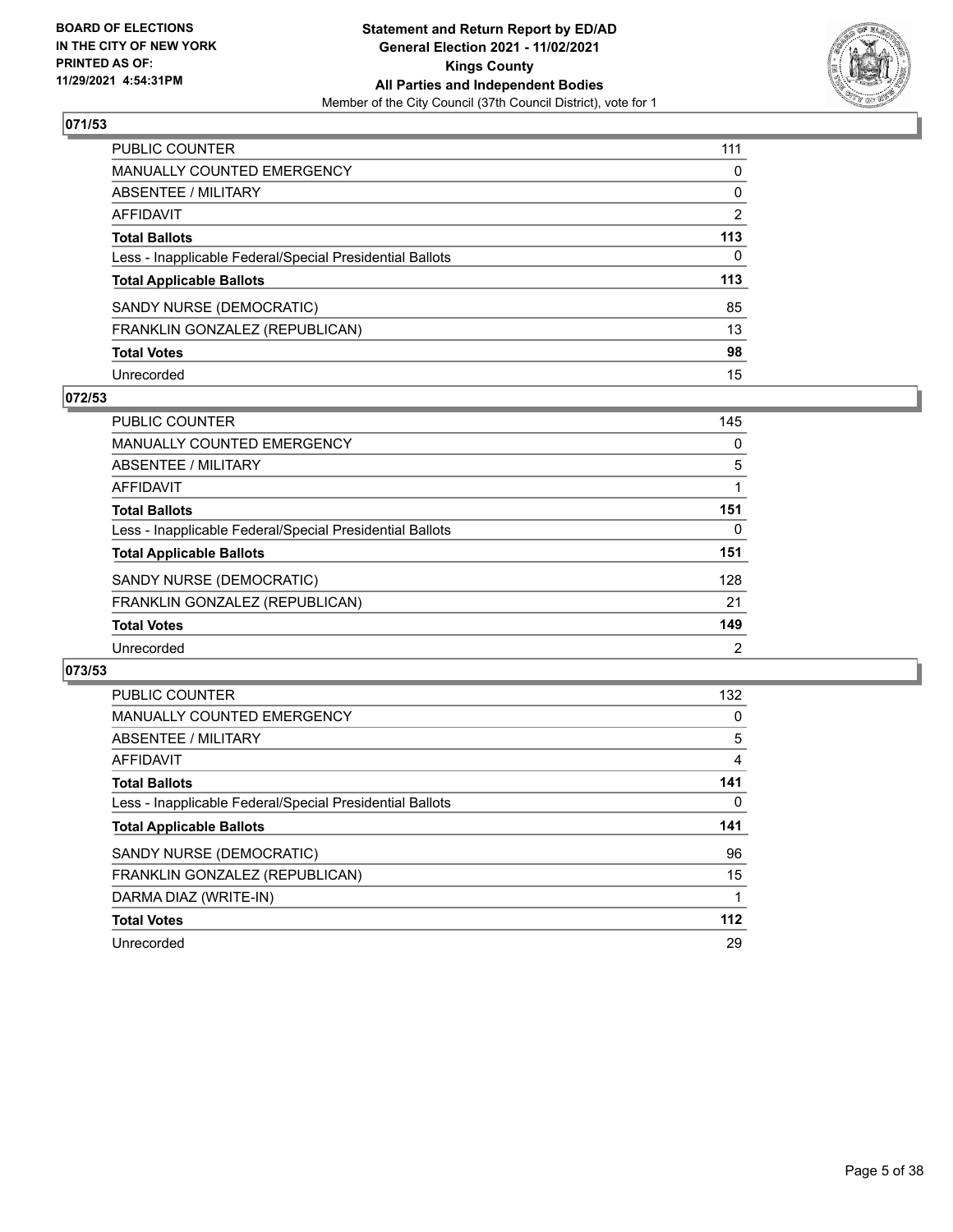**BOARD OF ELECTIONS IN THE CITY OF NEW YORK PRINTED AS OF: 11/29/2021 4:54:31PM**

**Statement and Return Report by ED/AD**
**General Election 2021 - 11/02/2021**
**Kings County**
**All Parties and Independent Bodies**
Member of the City Council (37th Council District), vote for 1

## 071/53

| | |
|---|---|
| PUBLIC COUNTER | 111 |
| MANUALLY COUNTED EMERGENCY | 0 |
| ABSENTEE / MILITARY | 0 |
| AFFIDAVIT | 2 |
| **Total Ballots** | **113** |
| Less - Inapplicable Federal/Special Presidential Ballots | 0 |
| **Total Applicable Ballots** | **113** |
| SANDY NURSE (DEMOCRATIC) | 85 |
| FRANKLIN GONZALEZ (REPUBLICAN) | 13 |
| **Total Votes** | **98** |
| Unrecorded | 15 |

## 072/53

| | |
|---|---|
| PUBLIC COUNTER | 145 |
| MANUALLY COUNTED EMERGENCY | 0 |
| ABSENTEE / MILITARY | 5 |
| AFFIDAVIT | 1 |
| **Total Ballots** | **151** |
| Less - Inapplicable Federal/Special Presidential Ballots | 0 |
| **Total Applicable Ballots** | **151** |
| SANDY NURSE (DEMOCRATIC) | 128 |
| FRANKLIN GONZALEZ (REPUBLICAN) | 21 |
| **Total Votes** | **149** |
| Unrecorded | 2 |

## 073/53

| | |
|---|---|
| PUBLIC COUNTER | 132 |
| MANUALLY COUNTED EMERGENCY | 0 |
| ABSENTEE / MILITARY | 5 |
| AFFIDAVIT | 4 |
| **Total Ballots** | **141** |
| Less - Inapplicable Federal/Special Presidential Ballots | 0 |
| **Total Applicable Ballots** | **141** |
| SANDY NURSE (DEMOCRATIC) | 96 |
| FRANKLIN GONZALEZ (REPUBLICAN) | 15 |
| DARMA DIAZ (WRITE-IN) | 1 |
| **Total Votes** | **112** |
| Unrecorded | 29 |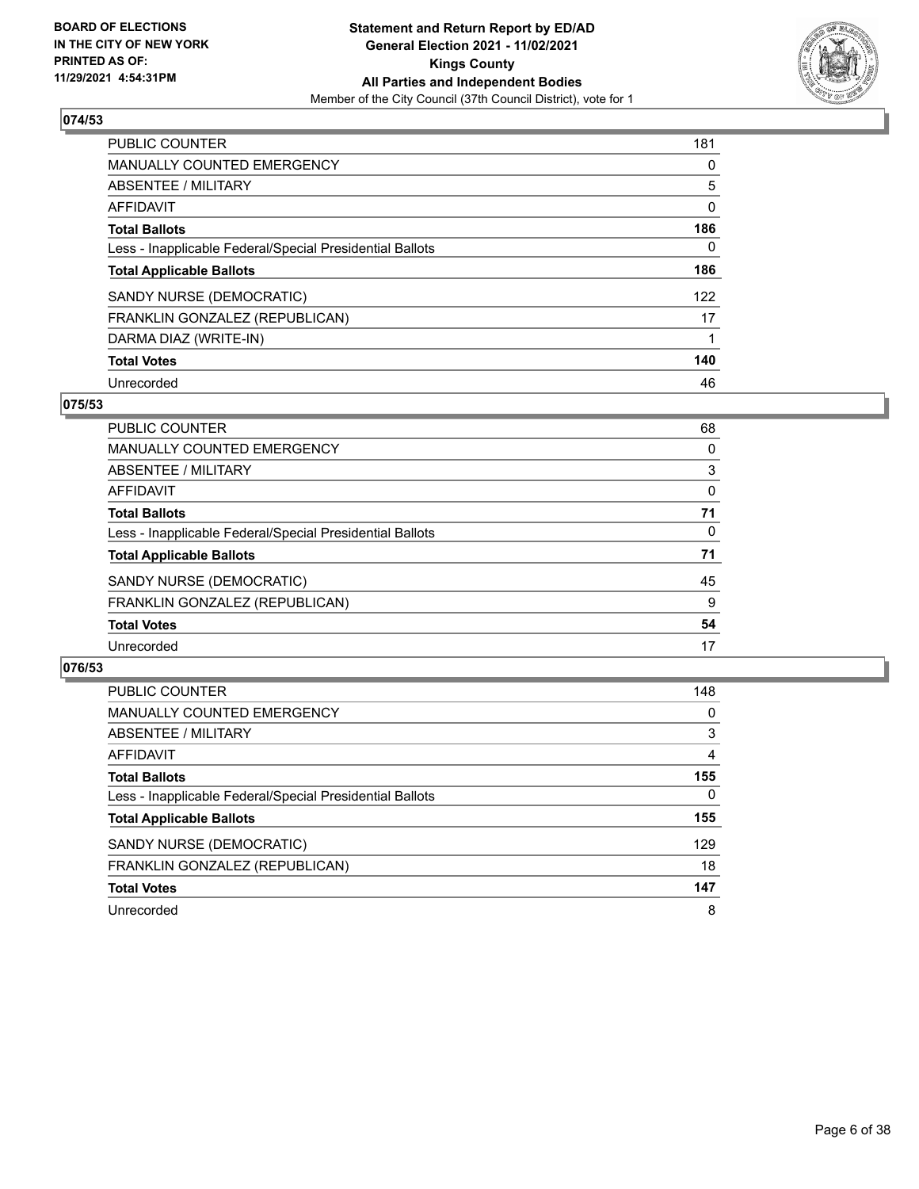**BOARD OF ELECTIONS IN THE CITY OF NEW YORK PRINTED AS OF: 11/29/2021 4:54:31PM**

**Statement and Return Report by ED/AD General Election 2021 - 11/02/2021 Kings County All Parties and Independent Bodies**

Member of the City Council (37th Council District), vote for 1

### 074/53

| | |
|---|---|
| PUBLIC COUNTER | 181 |
| MANUALLY COUNTED EMERGENCY | 0 |
| ABSENTEE / MILITARY | 5 |
| AFFIDAVIT | 0 |
| **Total Ballots** | **186** |
| Less - Inapplicable Federal/Special Presidential Ballots | 0 |
| **Total Applicable Ballots** | **186** |
| SANDY NURSE (DEMOCRATIC) | 122 |
| FRANKLIN GONZALEZ (REPUBLICAN) | 17 |
| DARMA DIAZ (WRITE-IN) | 1 |
| **Total Votes** | **140** |
| Unrecorded | 46 |

### 075/53

| | |
|---|---|
| PUBLIC COUNTER | 68 |
| MANUALLY COUNTED EMERGENCY | 0 |
| ABSENTEE / MILITARY | 3 |
| AFFIDAVIT | 0 |
| **Total Ballots** | **71** |
| Less - Inapplicable Federal/Special Presidential Ballots | 0 |
| **Total Applicable Ballots** | **71** |
| SANDY NURSE (DEMOCRATIC) | 45 |
| FRANKLIN GONZALEZ (REPUBLICAN) | 9 |
| **Total Votes** | **54** |
| Unrecorded | 17 |

### 076/53

| | |
|---|---|
| PUBLIC COUNTER | 148 |
| MANUALLY COUNTED EMERGENCY | 0 |
| ABSENTEE / MILITARY | 3 |
| AFFIDAVIT | 4 |
| **Total Ballots** | **155** |
| Less - Inapplicable Federal/Special Presidential Ballots | 0 |
| **Total Applicable Ballots** | **155** |
| SANDY NURSE (DEMOCRATIC) | 129 |
| FRANKLIN GONZALEZ (REPUBLICAN) | 18 |
| **Total Votes** | **147** |
| Unrecorded | 8 |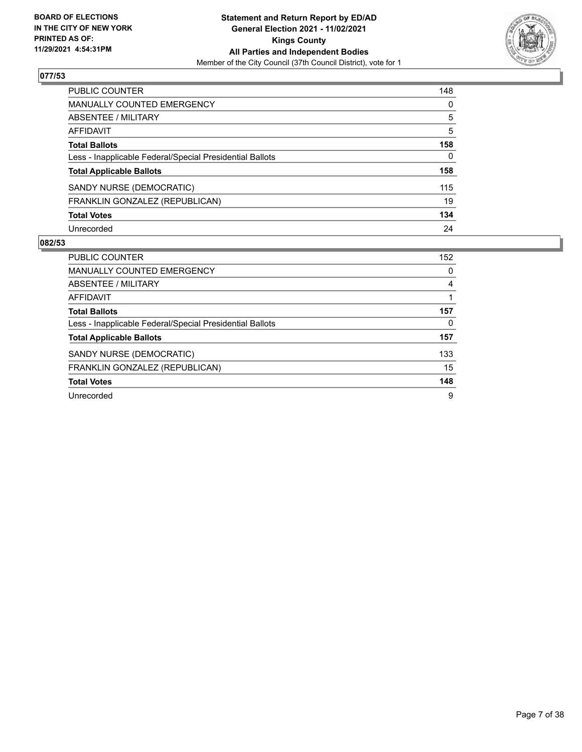## 077/53

| | |
|---|---|
| PUBLIC COUNTER | 148 |
| MANUALLY COUNTED EMERGENCY | 0 |
| ABSENTEE / MILITARY | 5 |
| AFFIDAVIT | 5 |
| **Total Ballots** | **158** |
| Less - Inapplicable Federal/Special Presidential Ballots | 0 |
| **Total Applicable Ballots** | **158** |
| SANDY NURSE (DEMOCRATIC) | 115 |
| FRANKLIN GONZALEZ (REPUBLICAN) | 19 |
| **Total Votes** | **134** |
| Unrecorded | 24 |

## 082/53

| | |
|---|---|
| PUBLIC COUNTER | 152 |
| MANUALLY COUNTED EMERGENCY | 0 |
| ABSENTEE / MILITARY | 4 |
| AFFIDAVIT | 1 |
| **Total Ballots** | **157** |
| Less - Inapplicable Federal/Special Presidential Ballots | 0 |
| **Total Applicable Ballots** | **157** |
| SANDY NURSE (DEMOCRATIC) | 133 |
| FRANKLIN GONZALEZ (REPUBLICAN) | 15 |
| **Total Votes** | **148** |
| Unrecorded | 9 |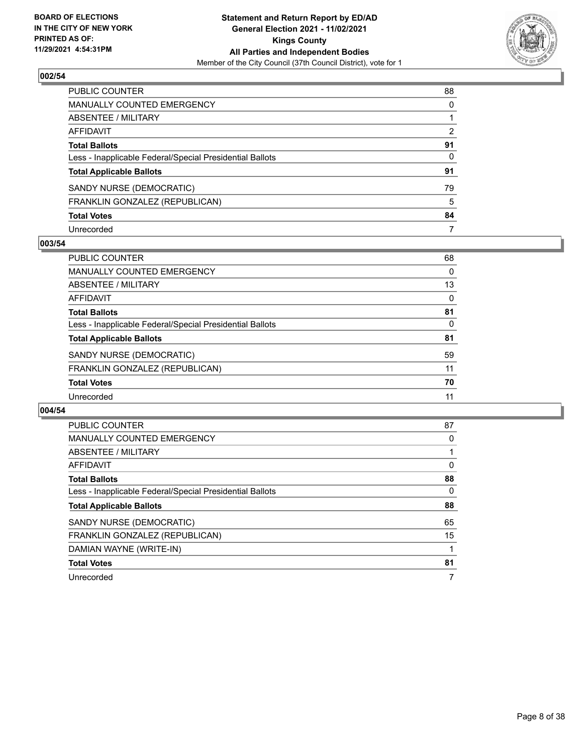**BOARD OF ELECTIONS IN THE CITY OF NEW YORK PRINTED AS OF: 11/29/2021 4:54:31PM**

**Statement and Return Report by ED/AD General Election 2021 - 11/02/2021 Kings County All Parties and Independent Bodies**

Member of the City Council (37th Council District), vote for 1

## 002/54

| | |
|---|---|
| PUBLIC COUNTER | 88 |
| MANUALLY COUNTED EMERGENCY | 0 |
| ABSENTEE / MILITARY | 1 |
| AFFIDAVIT | 2 |
| **Total Ballots** | **91** |
| Less - Inapplicable Federal/Special Presidential Ballots | 0 |
| **Total Applicable Ballots** | **91** |
| SANDY NURSE (DEMOCRATIC) | 79 |
| FRANKLIN GONZALEZ (REPUBLICAN) | 5 |
| **Total Votes** | **84** |
| Unrecorded | 7 |

## 003/54

| | |
|---|---|
| PUBLIC COUNTER | 68 |
| MANUALLY COUNTED EMERGENCY | 0 |
| ABSENTEE / MILITARY | 13 |
| AFFIDAVIT | 0 |
| **Total Ballots** | **81** |
| Less - Inapplicable Federal/Special Presidential Ballots | 0 |
| **Total Applicable Ballots** | **81** |
| SANDY NURSE (DEMOCRATIC) | 59 |
| FRANKLIN GONZALEZ (REPUBLICAN) | 11 |
| **Total Votes** | **70** |
| Unrecorded | 11 |

## 004/54

| | |
|---|---|
| PUBLIC COUNTER | 87 |
| MANUALLY COUNTED EMERGENCY | 0 |
| ABSENTEE / MILITARY | 1 |
| AFFIDAVIT | 0 |
| **Total Ballots** | **88** |
| Less - Inapplicable Federal/Special Presidential Ballots | 0 |
| **Total Applicable Ballots** | **88** |
| SANDY NURSE (DEMOCRATIC) | 65 |
| FRANKLIN GONZALEZ (REPUBLICAN) | 15 |
| DAMIAN WAYNE (WRITE-IN) | 1 |
| **Total Votes** | **81** |
| Unrecorded | 7 |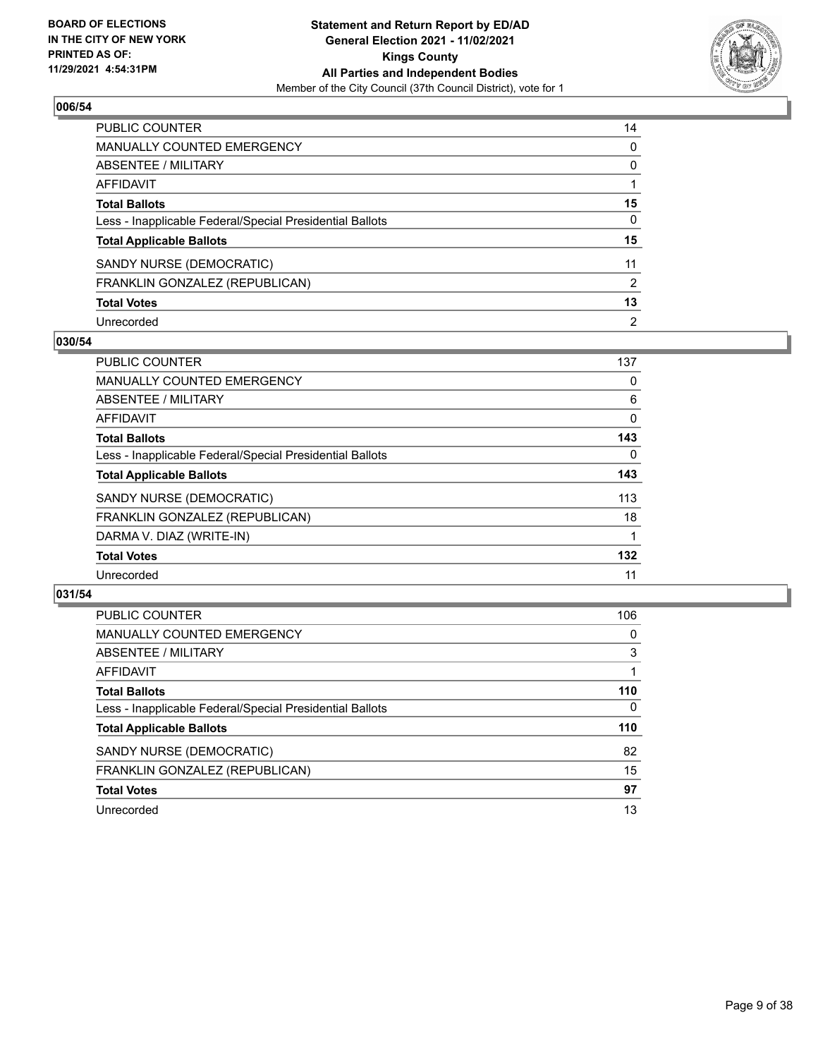**BOARD OF ELECTIONS IN THE CITY OF NEW YORK PRINTED AS OF: 11/29/2021 4:54:31PM**

**Statement and Return Report by ED/AD General Election 2021 - 11/02/2021 Kings County All Parties and Independent Bodies**
Member of the City Council (37th Council District), vote for 1

## 006/54

| | |
|---|---|
| PUBLIC COUNTER | 14 |
| MANUALLY COUNTED EMERGENCY | 0 |
| ABSENTEE / MILITARY | 0 |
| AFFIDAVIT | 1 |
| **Total Ballots** | **15** |
| Less - Inapplicable Federal/Special Presidential Ballots | 0 |
| **Total Applicable Ballots** | **15** |
| SANDY NURSE (DEMOCRATIC) | 11 |
| FRANKLIN GONZALEZ (REPUBLICAN) | 2 |
| **Total Votes** | **13** |
| Unrecorded | 2 |

## 030/54

| | |
|---|---|
| PUBLIC COUNTER | 137 |
| MANUALLY COUNTED EMERGENCY | 0 |
| ABSENTEE / MILITARY | 6 |
| AFFIDAVIT | 0 |
| **Total Ballots** | **143** |
| Less - Inapplicable Federal/Special Presidential Ballots | 0 |
| **Total Applicable Ballots** | **143** |
| SANDY NURSE (DEMOCRATIC) | 113 |
| FRANKLIN GONZALEZ (REPUBLICAN) | 18 |
| DARMA V. DIAZ (WRITE-IN) | 1 |
| **Total Votes** | **132** |
| Unrecorded | 11 |

## 031/54

| | |
|---|---|
| PUBLIC COUNTER | 106 |
| MANUALLY COUNTED EMERGENCY | 0 |
| ABSENTEE / MILITARY | 3 |
| AFFIDAVIT | 1 |
| **Total Ballots** | **110** |
| Less - Inapplicable Federal/Special Presidential Ballots | 0 |
| **Total Applicable Ballots** | **110** |
| SANDY NURSE (DEMOCRATIC) | 82 |
| FRANKLIN GONZALEZ (REPUBLICAN) | 15 |
| **Total Votes** | **97** |
| Unrecorded | 13 |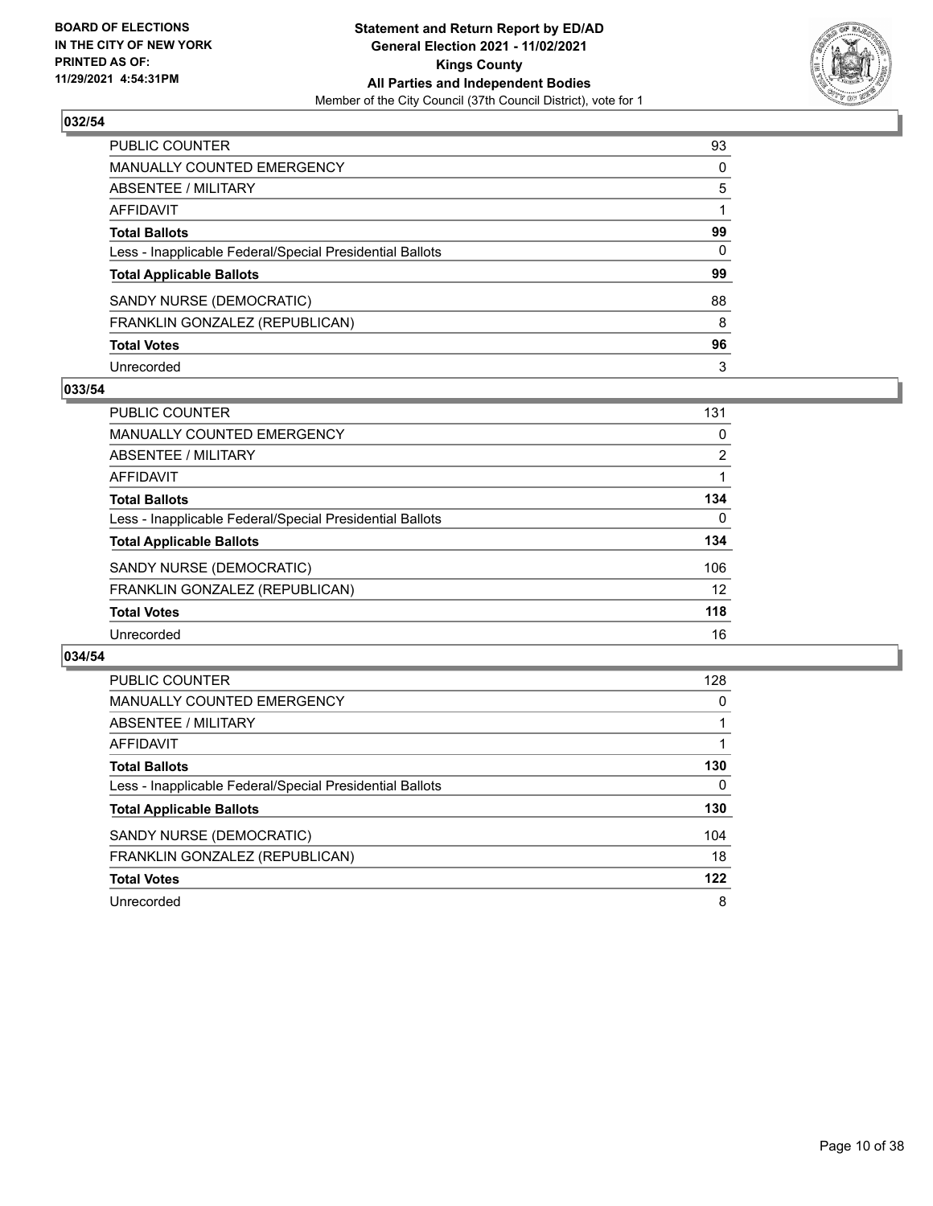## 032/54

| | |
|---|---|
| PUBLIC COUNTER | 93 |
| MANUALLY COUNTED EMERGENCY | 0 |
| ABSENTEE / MILITARY | 5 |
| AFFIDAVIT | 1 |
| **Total Ballots** | **99** |
| Less - Inapplicable Federal/Special Presidential Ballots | 0 |
| **Total Applicable Ballots** | **99** |
| SANDY NURSE (DEMOCRATIC) | 88 |
| FRANKLIN GONZALEZ (REPUBLICAN) | 8 |
| **Total Votes** | **96** |
| Unrecorded | 3 |

## 033/54

| | |
|---|---|
| PUBLIC COUNTER | 131 |
| MANUALLY COUNTED EMERGENCY | 0 |
| ABSENTEE / MILITARY | 2 |
| AFFIDAVIT | 1 |
| **Total Ballots** | **134** |
| Less - Inapplicable Federal/Special Presidential Ballots | 0 |
| **Total Applicable Ballots** | **134** |
| SANDY NURSE (DEMOCRATIC) | 106 |
| FRANKLIN GONZALEZ (REPUBLICAN) | 12 |
| **Total Votes** | **118** |
| Unrecorded | 16 |

## 034/54

| | |
|---|---|
| PUBLIC COUNTER | 128 |
| MANUALLY COUNTED EMERGENCY | 0 |
| ABSENTEE / MILITARY | 1 |
| AFFIDAVIT | 1 |
| **Total Ballots** | **130** |
| Less - Inapplicable Federal/Special Presidential Ballots | 0 |
| **Total Applicable Ballots** | **130** |
| SANDY NURSE (DEMOCRATIC) | 104 |
| FRANKLIN GONZALEZ (REPUBLICAN) | 18 |
| **Total Votes** | **122** |
| Unrecorded | 8 |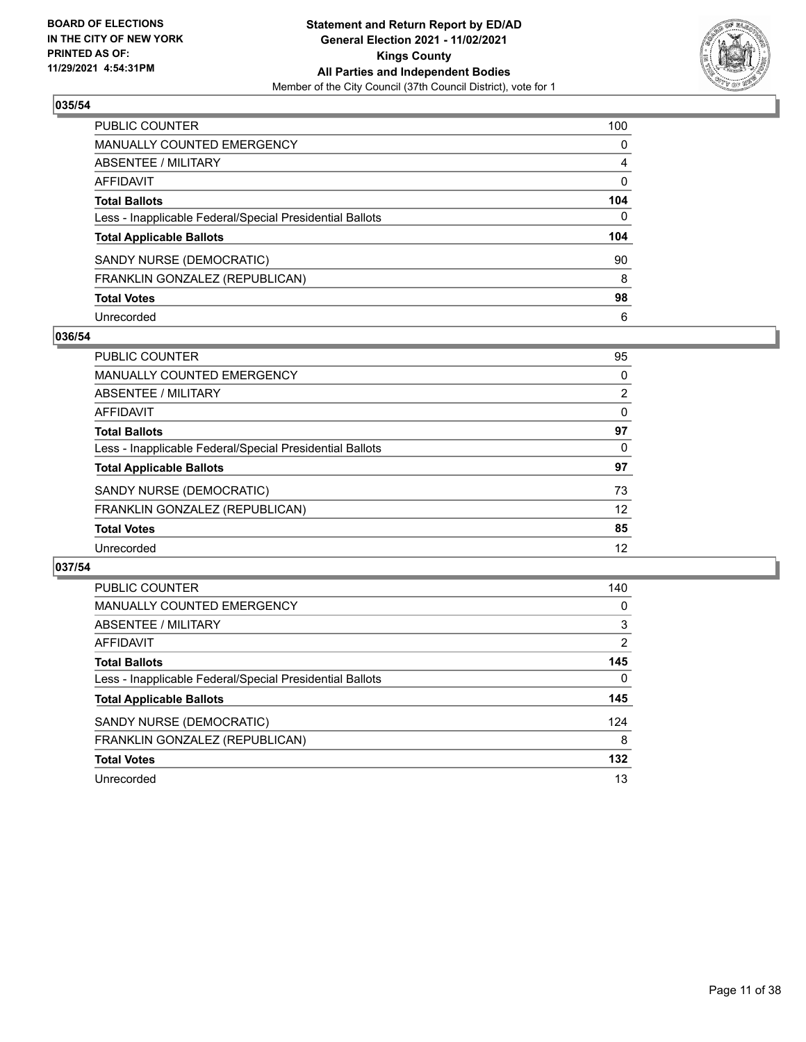## 035/54

| | |
|---|---|
| PUBLIC COUNTER | 100 |
| MANUALLY COUNTED EMERGENCY | 0 |
| ABSENTEE / MILITARY | 4 |
| AFFIDAVIT | 0 |
| **Total Ballots** | **104** |
| Less - Inapplicable Federal/Special Presidential Ballots | 0 |
| **Total Applicable Ballots** | **104** |
| SANDY NURSE (DEMOCRATIC) | 90 |
| FRANKLIN GONZALEZ (REPUBLICAN) | 8 |
| **Total Votes** | **98** |
| Unrecorded | 6 |

## 036/54

| | |
|---|---|
| PUBLIC COUNTER | 95 |
| MANUALLY COUNTED EMERGENCY | 0 |
| ABSENTEE / MILITARY | 2 |
| AFFIDAVIT | 0 |
| **Total Ballots** | **97** |
| Less - Inapplicable Federal/Special Presidential Ballots | 0 |
| **Total Applicable Ballots** | **97** |
| SANDY NURSE (DEMOCRATIC) | 73 |
| FRANKLIN GONZALEZ (REPUBLICAN) | 12 |
| **Total Votes** | **85** |
| Unrecorded | 12 |

## 037/54

| | |
|---|---|
| PUBLIC COUNTER | 140 |
| MANUALLY COUNTED EMERGENCY | 0 |
| ABSENTEE / MILITARY | 3 |
| AFFIDAVIT | 2 |
| **Total Ballots** | **145** |
| Less - Inapplicable Federal/Special Presidential Ballots | 0 |
| **Total Applicable Ballots** | **145** |
| SANDY NURSE (DEMOCRATIC) | 124 |
| FRANKLIN GONZALEZ (REPUBLICAN) | 8 |
| **Total Votes** | **132** |
| Unrecorded | 13 |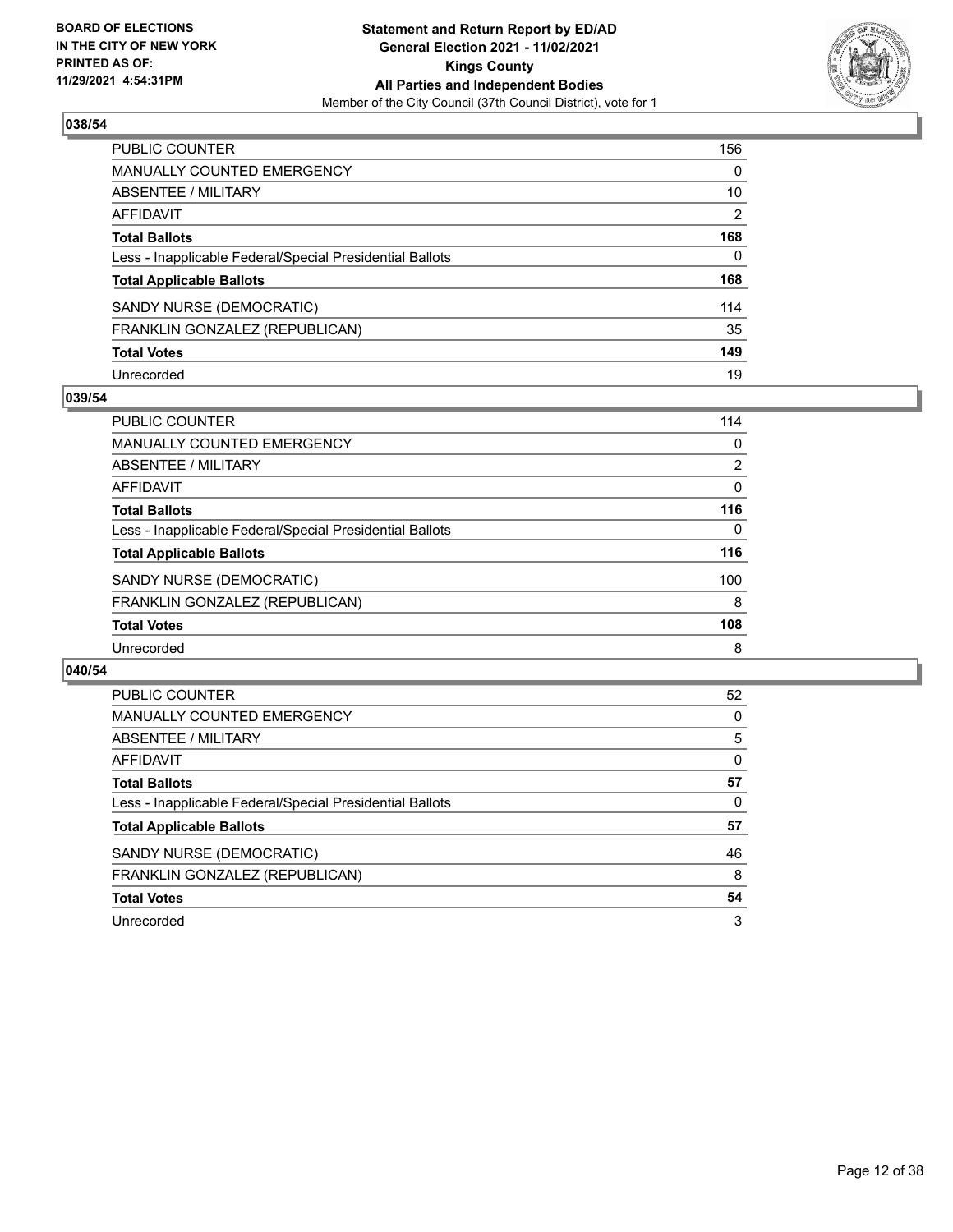**BOARD OF ELECTIONS IN THE CITY OF NEW YORK PRINTED AS OF: 11/29/2021 4:54:31PM**

**Statement and Return Report by ED/AD General Election 2021 - 11/02/2021 Kings County All Parties and Independent Bodies**

Member of the City Council (37th Council District), vote for 1

## 038/54

| | |
|---|---|
| PUBLIC COUNTER | 156 |
| MANUALLY COUNTED EMERGENCY | 0 |
| ABSENTEE / MILITARY | 10 |
| AFFIDAVIT | 2 |
| **Total Ballots** | **168** |
| Less - Inapplicable Federal/Special Presidential Ballots | 0 |
| **Total Applicable Ballots** | **168** |
| SANDY NURSE (DEMOCRATIC) | 114 |
| FRANKLIN GONZALEZ (REPUBLICAN) | 35 |
| **Total Votes** | **149** |
| Unrecorded | 19 |

## 039/54

| | |
|---|---|
| PUBLIC COUNTER | 114 |
| MANUALLY COUNTED EMERGENCY | 0 |
| ABSENTEE / MILITARY | 2 |
| AFFIDAVIT | 0 |
| **Total Ballots** | **116** |
| Less - Inapplicable Federal/Special Presidential Ballots | 0 |
| **Total Applicable Ballots** | **116** |
| SANDY NURSE (DEMOCRATIC) | 100 |
| FRANKLIN GONZALEZ (REPUBLICAN) | 8 |
| **Total Votes** | **108** |
| Unrecorded | 8 |

## 040/54

| | |
|---|---|
| PUBLIC COUNTER | 52 |
| MANUALLY COUNTED EMERGENCY | 0 |
| ABSENTEE / MILITARY | 5 |
| AFFIDAVIT | 0 |
| **Total Ballots** | **57** |
| Less - Inapplicable Federal/Special Presidential Ballots | 0 |
| **Total Applicable Ballots** | **57** |
| SANDY NURSE (DEMOCRATIC) | 46 |
| FRANKLIN GONZALEZ (REPUBLICAN) | 8 |
| **Total Votes** | **54** |
| Unrecorded | 3 |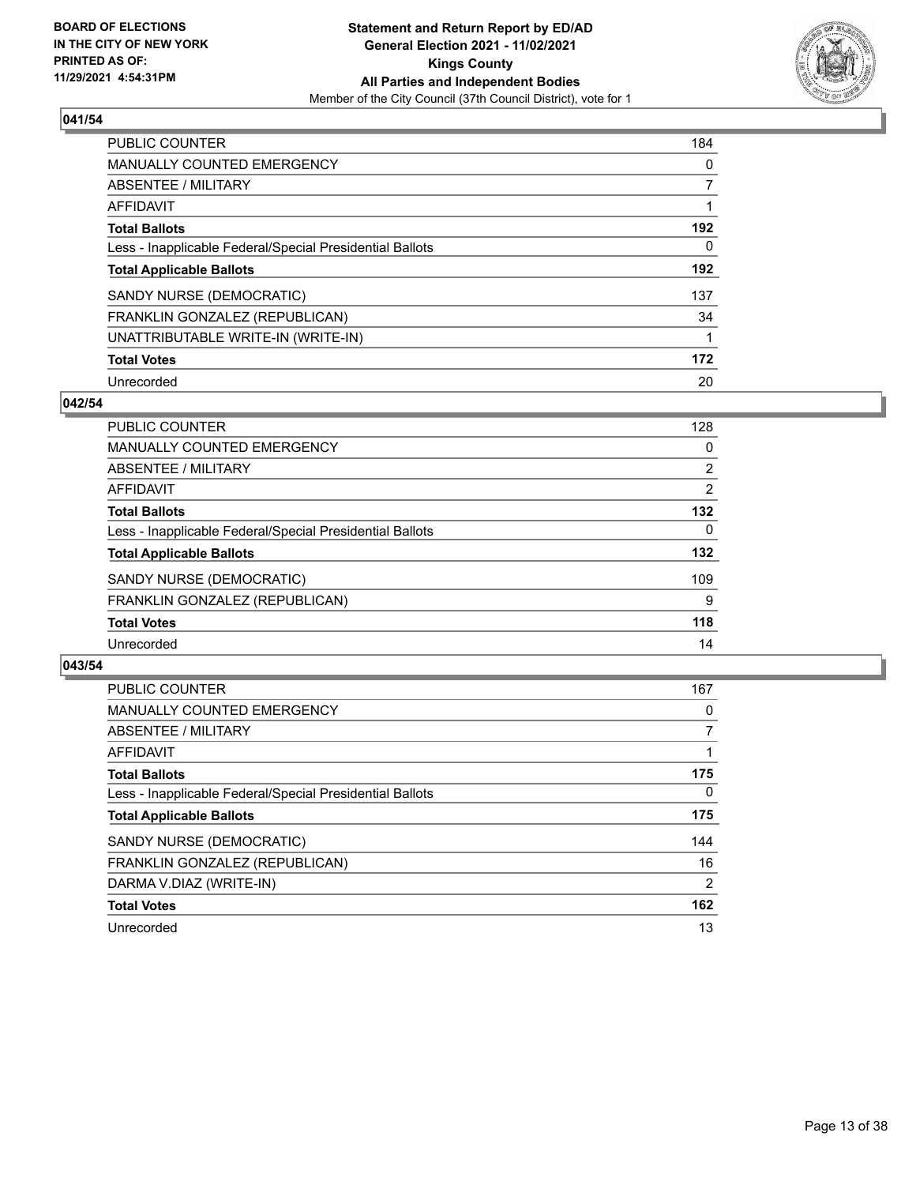**Statement and Return Report by ED/AD**
**General Election 2021 - 11/02/2021**
**Kings County**
**All Parties and Independent Bodies**
Member of the City Council (37th Council District), vote for 1

BOARD OF ELECTIONS
IN THE CITY OF NEW YORK
PRINTED AS OF:
11/29/2021 4:54:31PM

## 041/54

| | |
|---|---|
| PUBLIC COUNTER | 184 |
| MANUALLY COUNTED EMERGENCY | 0 |
| ABSENTEE / MILITARY | 7 |
| AFFIDAVIT | 1 |
| **Total Ballots** | **192** |
| Less - Inapplicable Federal/Special Presidential Ballots | 0 |
| **Total Applicable Ballots** | **192** |
| SANDY NURSE (DEMOCRATIC) | 137 |
| FRANKLIN GONZALEZ (REPUBLICAN) | 34 |
| UNATTRIBUTABLE WRITE-IN (WRITE-IN) | 1 |
| **Total Votes** | **172** |
| Unrecorded | 20 |

## 042/54

| | |
|---|---|
| PUBLIC COUNTER | 128 |
| MANUALLY COUNTED EMERGENCY | 0 |
| ABSENTEE / MILITARY | 2 |
| AFFIDAVIT | 2 |
| **Total Ballots** | **132** |
| Less - Inapplicable Federal/Special Presidential Ballots | 0 |
| **Total Applicable Ballots** | **132** |
| SANDY NURSE (DEMOCRATIC) | 109 |
| FRANKLIN GONZALEZ (REPUBLICAN) | 9 |
| **Total Votes** | **118** |
| Unrecorded | 14 |

## 043/54

| | |
|---|---|
| PUBLIC COUNTER | 167 |
| MANUALLY COUNTED EMERGENCY | 0 |
| ABSENTEE / MILITARY | 7 |
| AFFIDAVIT | 1 |
| **Total Ballots** | **175** |
| Less - Inapplicable Federal/Special Presidential Ballots | 0 |
| **Total Applicable Ballots** | **175** |
| SANDY NURSE (DEMOCRATIC) | 144 |
| FRANKLIN GONZALEZ (REPUBLICAN) | 16 |
| DARMA V.DIAZ (WRITE-IN) | 2 |
| **Total Votes** | **162** |
| Unrecorded | 13 |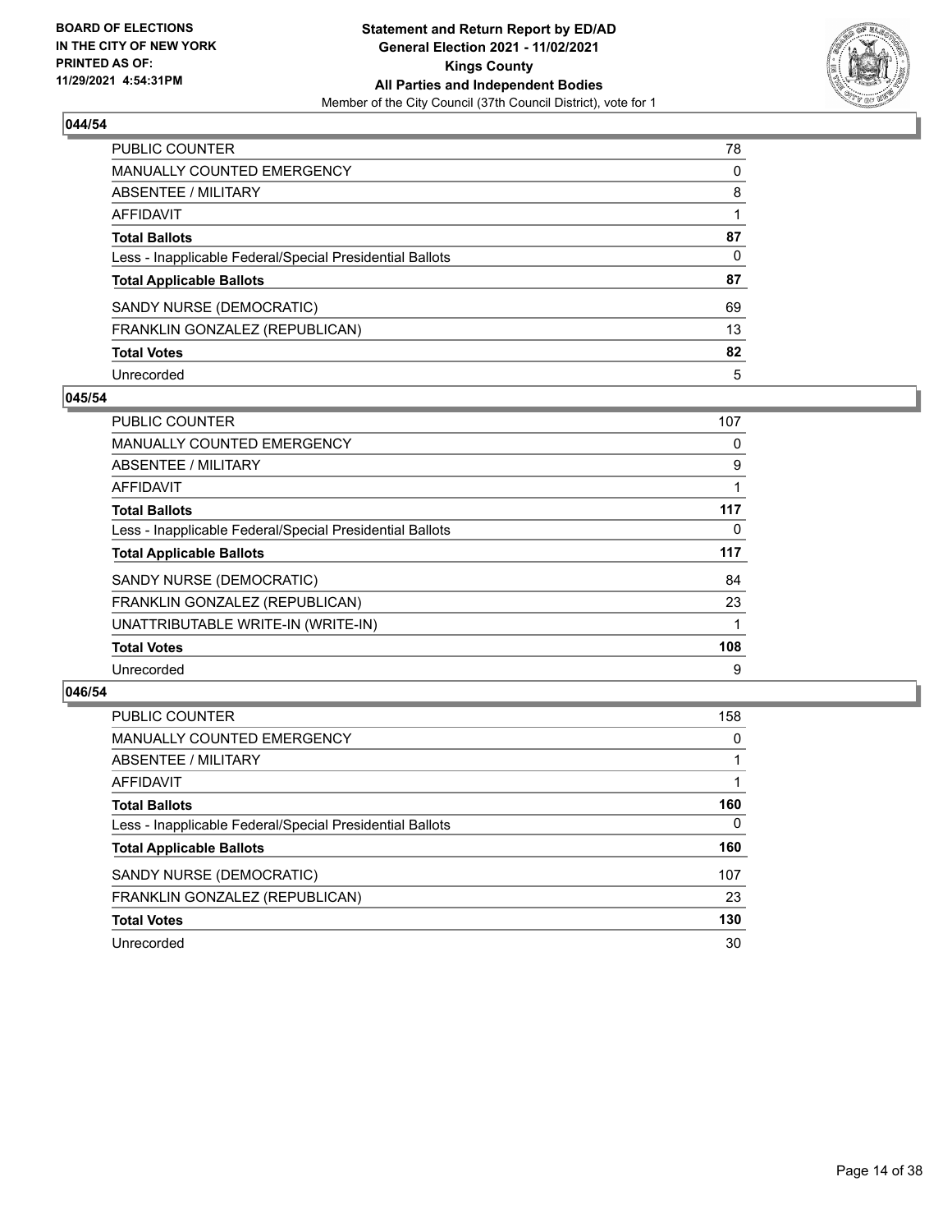## 044/54

| | |
|---|---|
| PUBLIC COUNTER | 78 |
| MANUALLY COUNTED EMERGENCY | 0 |
| ABSENTEE / MILITARY | 8 |
| AFFIDAVIT | 1 |
| **Total Ballots** | **87** |
| Less - Inapplicable Federal/Special Presidential Ballots | 0 |
| **Total Applicable Ballots** | **87** |
| SANDY NURSE (DEMOCRATIC) | 69 |
| FRANKLIN GONZALEZ (REPUBLICAN) | 13 |
| **Total Votes** | **82** |
| Unrecorded | 5 |

## 045/54

| | |
|---|---|
| PUBLIC COUNTER | 107 |
| MANUALLY COUNTED EMERGENCY | 0 |
| ABSENTEE / MILITARY | 9 |
| AFFIDAVIT | 1 |
| **Total Ballots** | **117** |
| Less - Inapplicable Federal/Special Presidential Ballots | 0 |
| **Total Applicable Ballots** | **117** |
| SANDY NURSE (DEMOCRATIC) | 84 |
| FRANKLIN GONZALEZ (REPUBLICAN) | 23 |
| UNATTRIBUTABLE WRITE-IN (WRITE-IN) | 1 |
| **Total Votes** | **108** |
| Unrecorded | 9 |

## 046/54

| | |
|---|---|
| PUBLIC COUNTER | 158 |
| MANUALLY COUNTED EMERGENCY | 0 |
| ABSENTEE / MILITARY | 1 |
| AFFIDAVIT | 1 |
| **Total Ballots** | **160** |
| Less - Inapplicable Federal/Special Presidential Ballots | 0 |
| **Total Applicable Ballots** | **160** |
| SANDY NURSE (DEMOCRATIC) | 107 |
| FRANKLIN GONZALEZ (REPUBLICAN) | 23 |
| **Total Votes** | **130** |
| Unrecorded | 30 |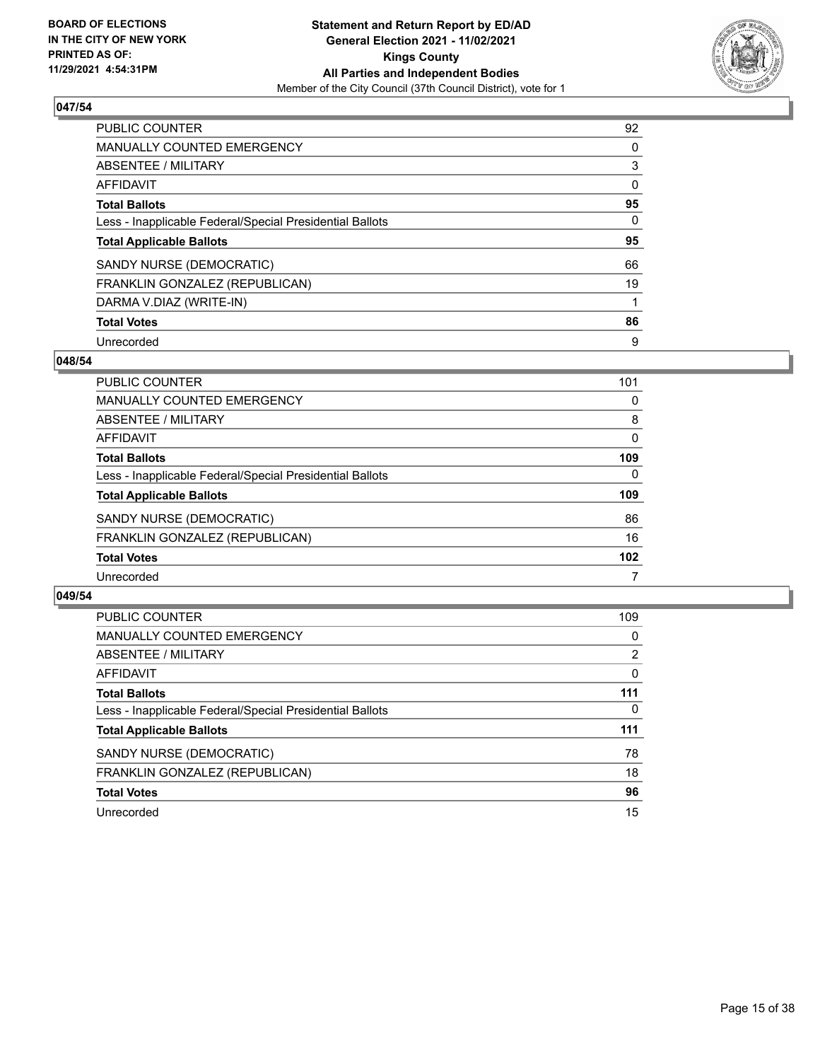## 047/54

| | |
|---|---|
| PUBLIC COUNTER | 92 |
| MANUALLY COUNTED EMERGENCY | 0 |
| ABSENTEE / MILITARY | 3 |
| AFFIDAVIT | 0 |
| **Total Ballots** | **95** |
| Less - Inapplicable Federal/Special Presidential Ballots | 0 |
| **Total Applicable Ballots** | **95** |
| SANDY NURSE (DEMOCRATIC) | 66 |
| FRANKLIN GONZALEZ (REPUBLICAN) | 19 |
| DARMA V.DIAZ (WRITE-IN) | 1 |
| **Total Votes** | **86** |
| Unrecorded | 9 |

## 048/54

| | |
|---|---|
| PUBLIC COUNTER | 101 |
| MANUALLY COUNTED EMERGENCY | 0 |
| ABSENTEE / MILITARY | 8 |
| AFFIDAVIT | 0 |
| **Total Ballots** | **109** |
| Less - Inapplicable Federal/Special Presidential Ballots | 0 |
| **Total Applicable Ballots** | **109** |
| SANDY NURSE (DEMOCRATIC) | 86 |
| FRANKLIN GONZALEZ (REPUBLICAN) | 16 |
| **Total Votes** | **102** |
| Unrecorded | 7 |

## 049/54

| | |
|---|---|
| PUBLIC COUNTER | 109 |
| MANUALLY COUNTED EMERGENCY | 0 |
| ABSENTEE / MILITARY | 2 |
| AFFIDAVIT | 0 |
| **Total Ballots** | **111** |
| Less - Inapplicable Federal/Special Presidential Ballots | 0 |
| **Total Applicable Ballots** | **111** |
| SANDY NURSE (DEMOCRATIC) | 78 |
| FRANKLIN GONZALEZ (REPUBLICAN) | 18 |
| **Total Votes** | **96** |
| Unrecorded | 15 |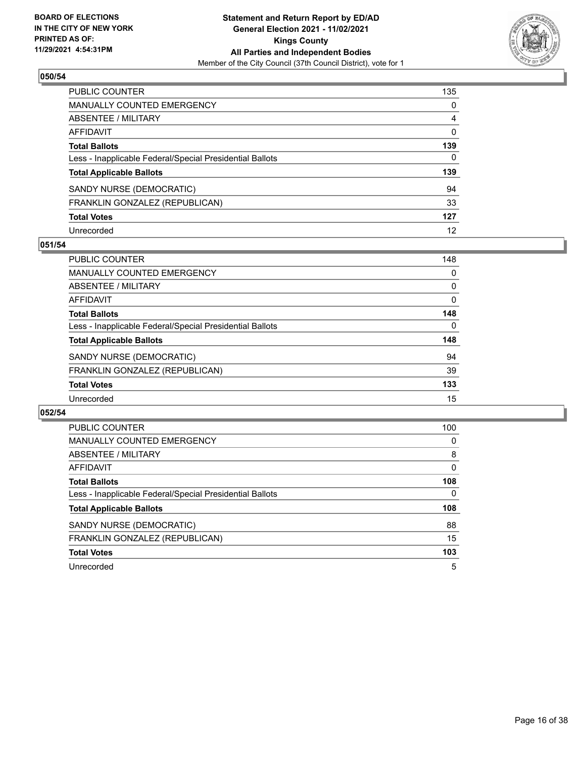**BOARD OF ELECTIONS IN THE CITY OF NEW YORK PRINTED AS OF: 11/29/2021 4:54:31PM**

**Statement and Return Report by ED/AD**
**General Election 2021 - 11/02/2021**
**Kings County**
**All Parties and Independent Bodies**
Member of the City Council (37th Council District), vote for 1

## 050/54

| | |
|---|---|
| PUBLIC COUNTER | 135 |
| MANUALLY COUNTED EMERGENCY | 0 |
| ABSENTEE / MILITARY | 4 |
| AFFIDAVIT | 0 |
| **Total Ballots** | **139** |
| Less - Inapplicable Federal/Special Presidential Ballots | 0 |
| **Total Applicable Ballots** | **139** |
| SANDY NURSE (DEMOCRATIC) | 94 |
| FRANKLIN GONZALEZ (REPUBLICAN) | 33 |
| **Total Votes** | **127** |
| Unrecorded | 12 |

## 051/54

| | |
|---|---|
| PUBLIC COUNTER | 148 |
| MANUALLY COUNTED EMERGENCY | 0 |
| ABSENTEE / MILITARY | 0 |
| AFFIDAVIT | 0 |
| **Total Ballots** | **148** |
| Less - Inapplicable Federal/Special Presidential Ballots | 0 |
| **Total Applicable Ballots** | **148** |
| SANDY NURSE (DEMOCRATIC) | 94 |
| FRANKLIN GONZALEZ (REPUBLICAN) | 39 |
| **Total Votes** | **133** |
| Unrecorded | 15 |

## 052/54

| | |
|---|---|
| PUBLIC COUNTER | 100 |
| MANUALLY COUNTED EMERGENCY | 0 |
| ABSENTEE / MILITARY | 8 |
| AFFIDAVIT | 0 |
| **Total Ballots** | **108** |
| Less - Inapplicable Federal/Special Presidential Ballots | 0 |
| **Total Applicable Ballots** | **108** |
| SANDY NURSE (DEMOCRATIC) | 88 |
| FRANKLIN GONZALEZ (REPUBLICAN) | 15 |
| **Total Votes** | **103** |
| Unrecorded | 5 |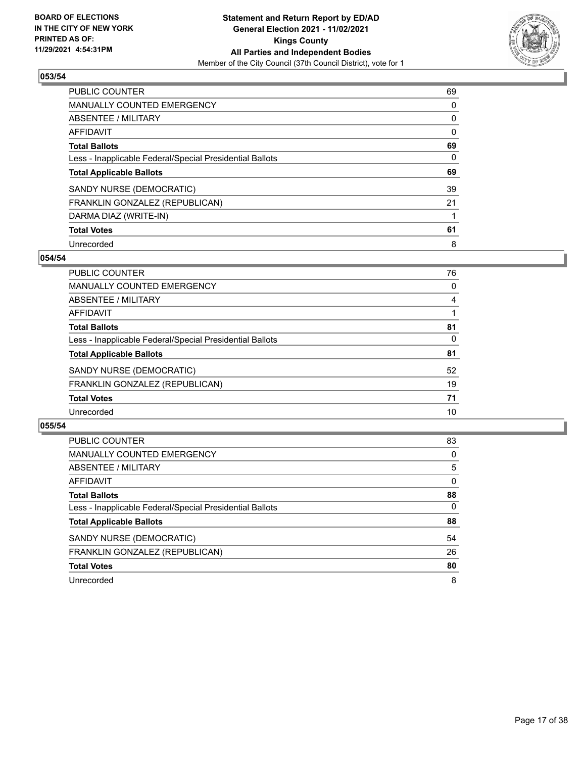**BOARD OF ELECTIONS IN THE CITY OF NEW YORK PRINTED AS OF: 11/29/2021 4:54:31PM**

**Statement and Return Report by ED/AD General Election 2021 - 11/02/2021 Kings County All Parties and Independent Bodies**

Member of the City Council (37th Council District), vote for 1

### 053/54

| | |
|---|---|
| PUBLIC COUNTER | 69 |
| MANUALLY COUNTED EMERGENCY | 0 |
| ABSENTEE / MILITARY | 0 |
| AFFIDAVIT | 0 |
| **Total Ballots** | **69** |
| Less - Inapplicable Federal/Special Presidential Ballots | 0 |
| **Total Applicable Ballots** | **69** |
| SANDY NURSE (DEMOCRATIC) | 39 |
| FRANKLIN GONZALEZ (REPUBLICAN) | 21 |
| DARMA DIAZ (WRITE-IN) | 1 |
| **Total Votes** | **61** |
| Unrecorded | 8 |

### 054/54

| | |
|---|---|
| PUBLIC COUNTER | 76 |
| MANUALLY COUNTED EMERGENCY | 0 |
| ABSENTEE / MILITARY | 4 |
| AFFIDAVIT | 1 |
| **Total Ballots** | **81** |
| Less - Inapplicable Federal/Special Presidential Ballots | 0 |
| **Total Applicable Ballots** | **81** |
| SANDY NURSE (DEMOCRATIC) | 52 |
| FRANKLIN GONZALEZ (REPUBLICAN) | 19 |
| **Total Votes** | **71** |
| Unrecorded | 10 |

### 055/54

| | |
|---|---|
| PUBLIC COUNTER | 83 |
| MANUALLY COUNTED EMERGENCY | 0 |
| ABSENTEE / MILITARY | 5 |
| AFFIDAVIT | 0 |
| **Total Ballots** | **88** |
| Less - Inapplicable Federal/Special Presidential Ballots | 0 |
| **Total Applicable Ballots** | **88** |
| SANDY NURSE (DEMOCRATIC) | 54 |
| FRANKLIN GONZALEZ (REPUBLICAN) | 26 |
| **Total Votes** | **80** |
| Unrecorded | 8 |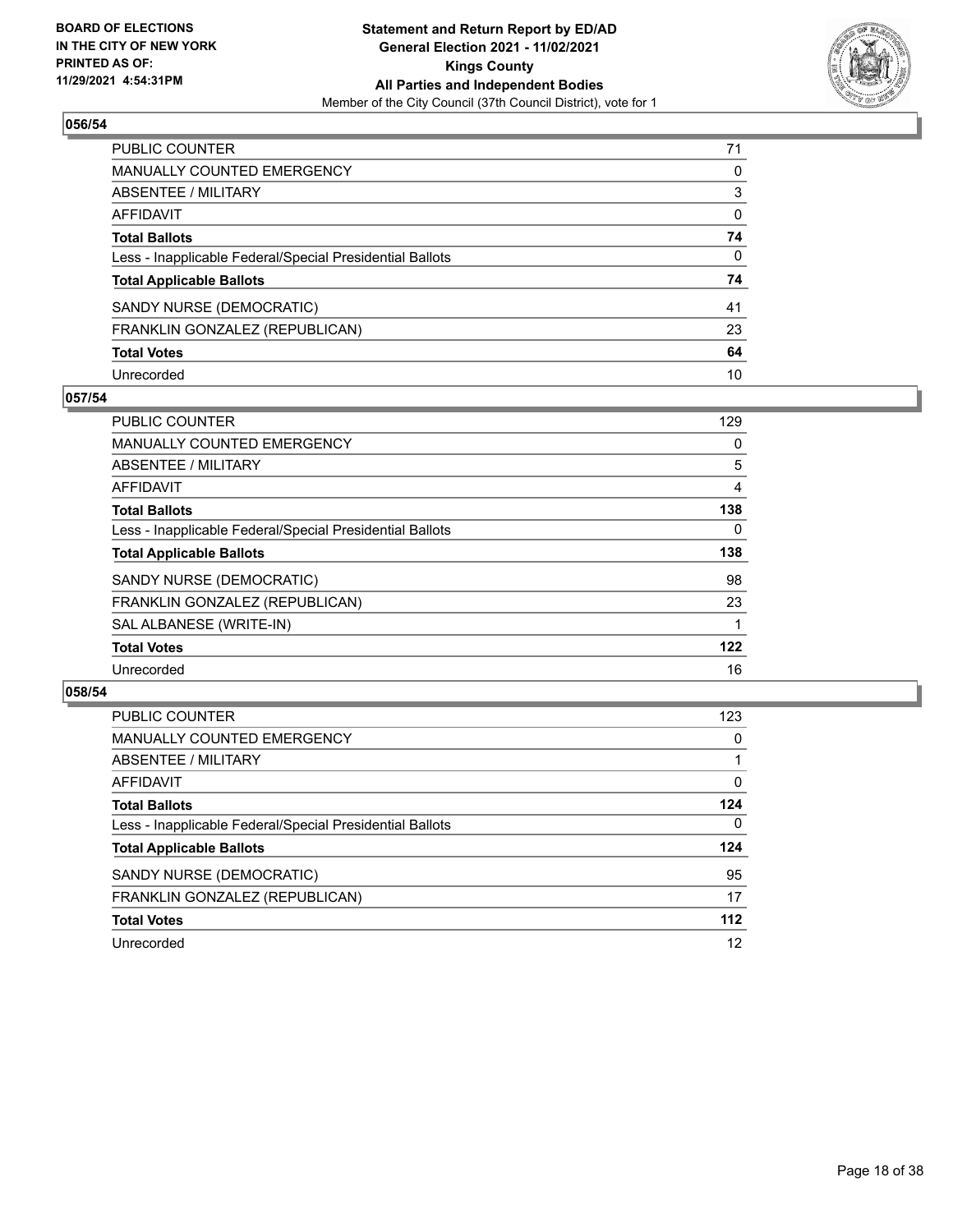BOARD OF ELECTIONS
IN THE CITY OF NEW YORK
PRINTED AS OF:
11/29/2021 4:54:31PM

**Statement and Return Report by ED/AD**
**General Election 2021 - 11/02/2021**
**Kings County**
**All Parties and Independent Bodies**
Member of the City Council (37th Council District), vote for 1

## 056/54

| | |
|---|---|
| PUBLIC COUNTER | 71 |
| MANUALLY COUNTED EMERGENCY | 0 |
| ABSENTEE / MILITARY | 3 |
| AFFIDAVIT | 0 |
| **Total Ballots** | **74** |
| Less - Inapplicable Federal/Special Presidential Ballots | 0 |
| **Total Applicable Ballots** | **74** |
| SANDY NURSE (DEMOCRATIC) | 41 |
| FRANKLIN GONZALEZ (REPUBLICAN) | 23 |
| **Total Votes** | **64** |
| Unrecorded | 10 |

## 057/54

| | |
|---|---|
| PUBLIC COUNTER | 129 |
| MANUALLY COUNTED EMERGENCY | 0 |
| ABSENTEE / MILITARY | 5 |
| AFFIDAVIT | 4 |
| **Total Ballots** | **138** |
| Less - Inapplicable Federal/Special Presidential Ballots | 0 |
| **Total Applicable Ballots** | **138** |
| SANDY NURSE (DEMOCRATIC) | 98 |
| FRANKLIN GONZALEZ (REPUBLICAN) | 23 |
| SAL ALBANESE (WRITE-IN) | 1 |
| **Total Votes** | **122** |
| Unrecorded | 16 |

## 058/54

| | |
|---|---|
| PUBLIC COUNTER | 123 |
| MANUALLY COUNTED EMERGENCY | 0 |
| ABSENTEE / MILITARY | 1 |
| AFFIDAVIT | 0 |
| **Total Ballots** | **124** |
| Less - Inapplicable Federal/Special Presidential Ballots | 0 |
| **Total Applicable Ballots** | **124** |
| SANDY NURSE (DEMOCRATIC) | 95 |
| FRANKLIN GONZALEZ (REPUBLICAN) | 17 |
| **Total Votes** | **112** |
| Unrecorded | 12 |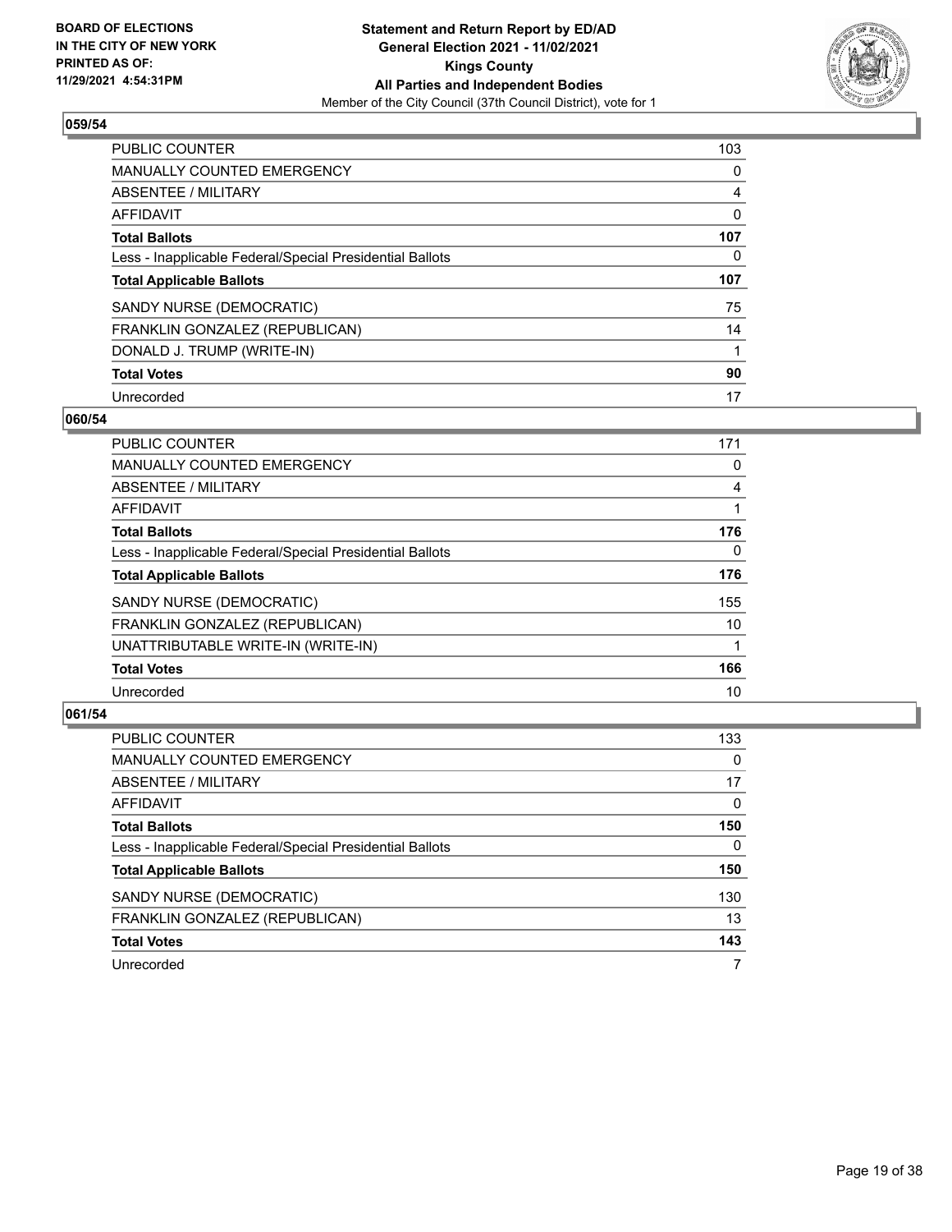## 059/54

| | |
|---|---|
| PUBLIC COUNTER | 103 |
| MANUALLY COUNTED EMERGENCY | 0 |
| ABSENTEE / MILITARY | 4 |
| AFFIDAVIT | 0 |
| **Total Ballots** | **107** |
| Less - Inapplicable Federal/Special Presidential Ballots | 0 |
| **Total Applicable Ballots** | **107** |
| SANDY NURSE (DEMOCRATIC) | 75 |
| FRANKLIN GONZALEZ (REPUBLICAN) | 14 |
| DONALD J. TRUMP (WRITE-IN) | 1 |
| **Total Votes** | **90** |
| Unrecorded | 17 |

## 060/54

| | |
|---|---|
| PUBLIC COUNTER | 171 |
| MANUALLY COUNTED EMERGENCY | 0 |
| ABSENTEE / MILITARY | 4 |
| AFFIDAVIT | 1 |
| **Total Ballots** | **176** |
| Less - Inapplicable Federal/Special Presidential Ballots | 0 |
| **Total Applicable Ballots** | **176** |
| SANDY NURSE (DEMOCRATIC) | 155 |
| FRANKLIN GONZALEZ (REPUBLICAN) | 10 |
| UNATTRIBUTABLE WRITE-IN (WRITE-IN) | 1 |
| **Total Votes** | **166** |
| Unrecorded | 10 |

## 061/54

| | |
|---|---|
| PUBLIC COUNTER | 133 |
| MANUALLY COUNTED EMERGENCY | 0 |
| ABSENTEE / MILITARY | 17 |
| AFFIDAVIT | 0 |
| **Total Ballots** | **150** |
| Less - Inapplicable Federal/Special Presidential Ballots | 0 |
| **Total Applicable Ballots** | **150** |
| SANDY NURSE (DEMOCRATIC) | 130 |
| FRANKLIN GONZALEZ (REPUBLICAN) | 13 |
| **Total Votes** | **143** |
| Unrecorded | 7 |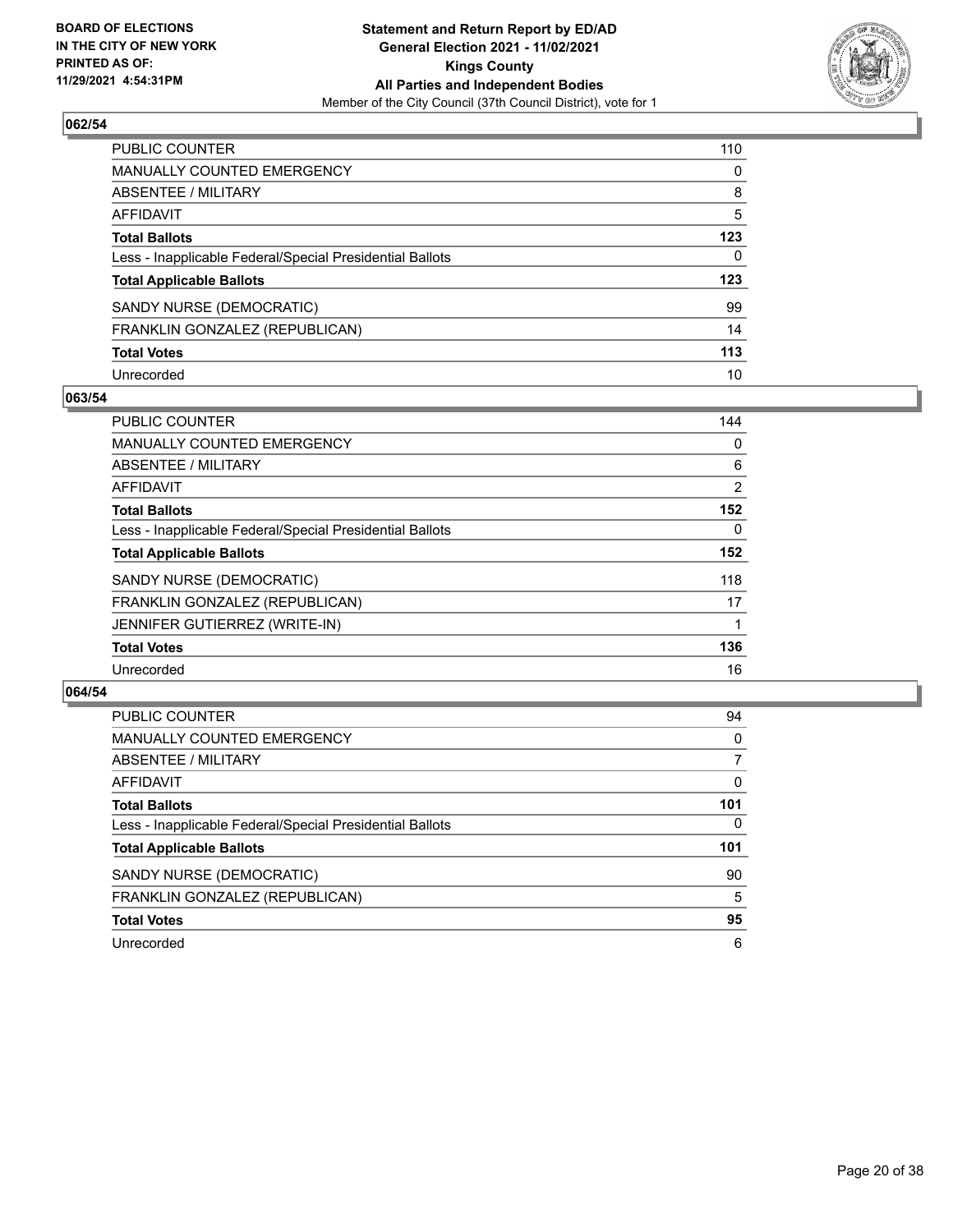## 062/54

| | |
|---|---|
| PUBLIC COUNTER | 110 |
| MANUALLY COUNTED EMERGENCY | 0 |
| ABSENTEE / MILITARY | 8 |
| AFFIDAVIT | 5 |
| **Total Ballots** | **123** |
| Less - Inapplicable Federal/Special Presidential Ballots | 0 |
| **Total Applicable Ballots** | **123** |
| SANDY NURSE (DEMOCRATIC) | 99 |
| FRANKLIN GONZALEZ (REPUBLICAN) | 14 |
| **Total Votes** | **113** |
| Unrecorded | 10 |

## 063/54

| | |
|---|---|
| PUBLIC COUNTER | 144 |
| MANUALLY COUNTED EMERGENCY | 0 |
| ABSENTEE / MILITARY | 6 |
| AFFIDAVIT | 2 |
| **Total Ballots** | **152** |
| Less - Inapplicable Federal/Special Presidential Ballots | 0 |
| **Total Applicable Ballots** | **152** |
| SANDY NURSE (DEMOCRATIC) | 118 |
| FRANKLIN GONZALEZ (REPUBLICAN) | 17 |
| JENNIFER GUTIERREZ (WRITE-IN) | 1 |
| **Total Votes** | **136** |
| Unrecorded | 16 |

## 064/54

| | |
|---|---|
| PUBLIC COUNTER | 94 |
| MANUALLY COUNTED EMERGENCY | 0 |
| ABSENTEE / MILITARY | 7 |
| AFFIDAVIT | 0 |
| **Total Ballots** | **101** |
| Less - Inapplicable Federal/Special Presidential Ballots | 0 |
| **Total Applicable Ballots** | **101** |
| SANDY NURSE (DEMOCRATIC) | 90 |
| FRANKLIN GONZALEZ (REPUBLICAN) | 5 |
| **Total Votes** | **95** |
| Unrecorded | 6 |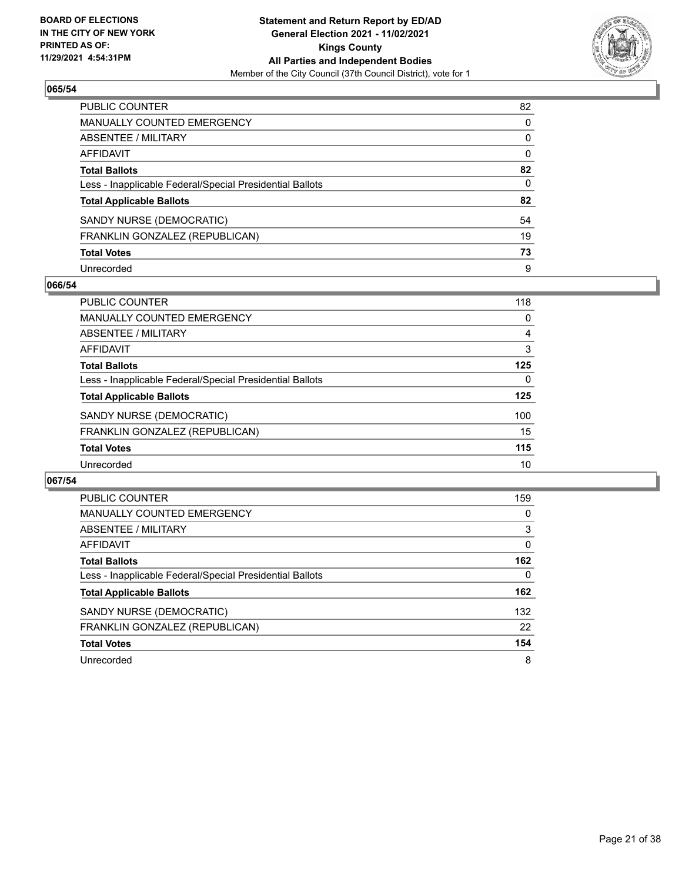## 065/54

| | |
|---|---|
| PUBLIC COUNTER | 82 |
| MANUALLY COUNTED EMERGENCY | 0 |
| ABSENTEE / MILITARY | 0 |
| AFFIDAVIT | 0 |
| **Total Ballots** | **82** |
| Less - Inapplicable Federal/Special Presidential Ballots | 0 |
| **Total Applicable Ballots** | **82** |
| SANDY NURSE (DEMOCRATIC) | 54 |
| FRANKLIN GONZALEZ (REPUBLICAN) | 19 |
| **Total Votes** | **73** |
| Unrecorded | 9 |

## 066/54

| | |
|---|---|
| PUBLIC COUNTER | 118 |
| MANUALLY COUNTED EMERGENCY | 0 |
| ABSENTEE / MILITARY | 4 |
| AFFIDAVIT | 3 |
| **Total Ballots** | **125** |
| Less - Inapplicable Federal/Special Presidential Ballots | 0 |
| **Total Applicable Ballots** | **125** |
| SANDY NURSE (DEMOCRATIC) | 100 |
| FRANKLIN GONZALEZ (REPUBLICAN) | 15 |
| **Total Votes** | **115** |
| Unrecorded | 10 |

## 067/54

| | |
|---|---|
| PUBLIC COUNTER | 159 |
| MANUALLY COUNTED EMERGENCY | 0 |
| ABSENTEE / MILITARY | 3 |
| AFFIDAVIT | 0 |
| **Total Ballots** | **162** |
| Less - Inapplicable Federal/Special Presidential Ballots | 0 |
| **Total Applicable Ballots** | **162** |
| SANDY NURSE (DEMOCRATIC) | 132 |
| FRANKLIN GONZALEZ (REPUBLICAN) | 22 |
| **Total Votes** | **154** |
| Unrecorded | 8 |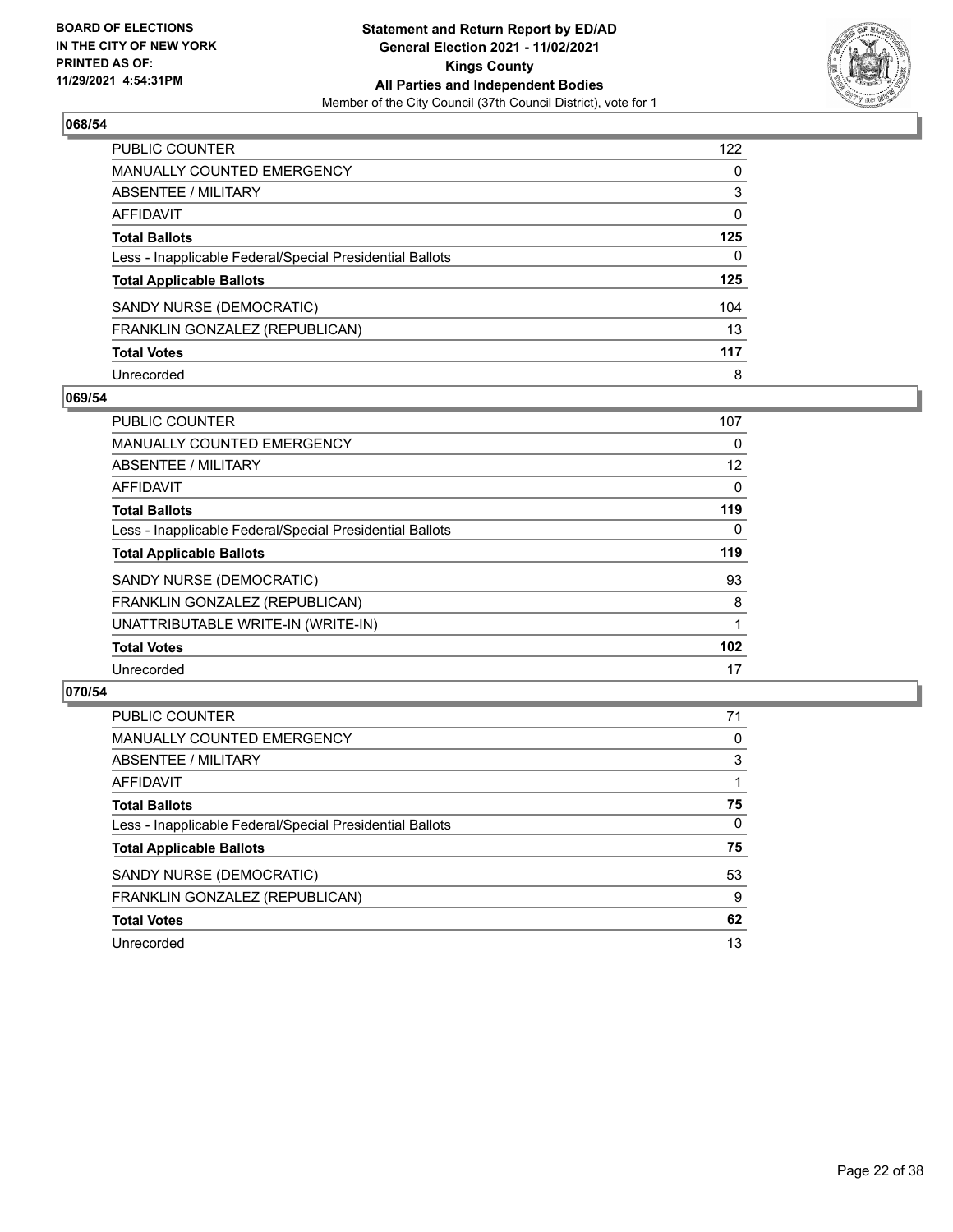## 068/54

| | |
|---|---|
| PUBLIC COUNTER | 122 |
| MANUALLY COUNTED EMERGENCY | 0 |
| ABSENTEE / MILITARY | 3 |
| AFFIDAVIT | 0 |
| **Total Ballots** | **125** |
| Less - Inapplicable Federal/Special Presidential Ballots | 0 |
| **Total Applicable Ballots** | **125** |
| SANDY NURSE (DEMOCRATIC) | 104 |
| FRANKLIN GONZALEZ (REPUBLICAN) | 13 |
| **Total Votes** | **117** |
| Unrecorded | 8 |

## 069/54

| | |
|---|---|
| PUBLIC COUNTER | 107 |
| MANUALLY COUNTED EMERGENCY | 0 |
| ABSENTEE / MILITARY | 12 |
| AFFIDAVIT | 0 |
| **Total Ballots** | **119** |
| Less - Inapplicable Federal/Special Presidential Ballots | 0 |
| **Total Applicable Ballots** | **119** |
| SANDY NURSE (DEMOCRATIC) | 93 |
| FRANKLIN GONZALEZ (REPUBLICAN) | 8 |
| UNATTRIBUTABLE WRITE-IN (WRITE-IN) | 1 |
| **Total Votes** | **102** |
| Unrecorded | 17 |

## 070/54

| | |
|---|---|
| PUBLIC COUNTER | 71 |
| MANUALLY COUNTED EMERGENCY | 0 |
| ABSENTEE / MILITARY | 3 |
| AFFIDAVIT | 1 |
| **Total Ballots** | **75** |
| Less - Inapplicable Federal/Special Presidential Ballots | 0 |
| **Total Applicable Ballots** | **75** |
| SANDY NURSE (DEMOCRATIC) | 53 |
| FRANKLIN GONZALEZ (REPUBLICAN) | 9 |
| **Total Votes** | **62** |
| Unrecorded | 13 |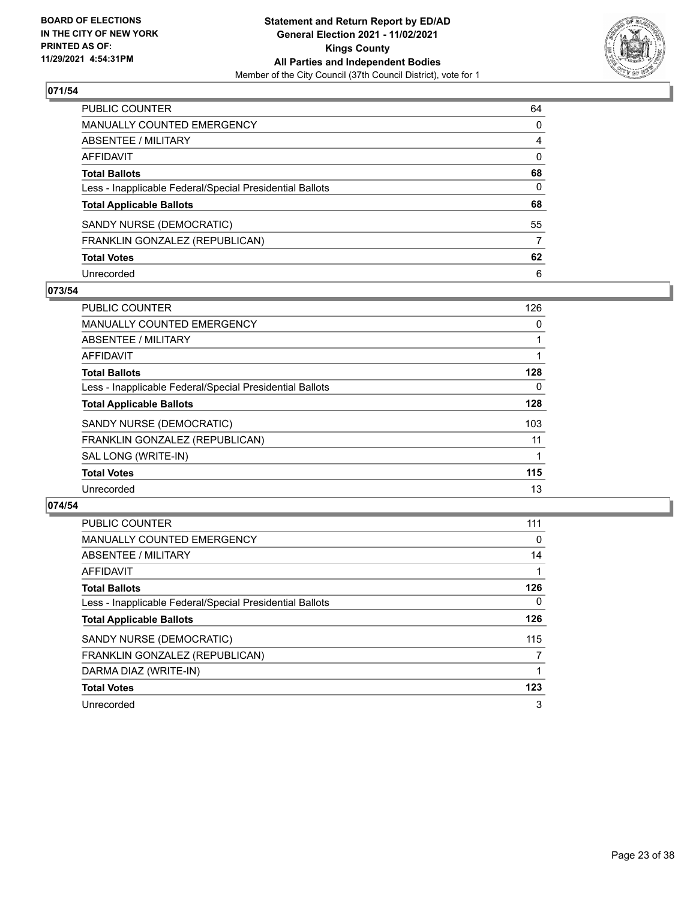BOARD OF ELECTIONS
IN THE CITY OF NEW YORK
PRINTED AS OF:
11/29/2021 4:54:31PM

**Statement and Return Report by ED/AD**
**General Election 2021 - 11/02/2021**
**Kings County**
**All Parties and Independent Bodies**
Member of the City Council (37th Council District), vote for 1

## 071/54

| | |
|---|---|
| PUBLIC COUNTER | 64 |
| MANUALLY COUNTED EMERGENCY | 0 |
| ABSENTEE / MILITARY | 4 |
| AFFIDAVIT | 0 |
| **Total Ballots** | **68** |
| Less - Inapplicable Federal/Special Presidential Ballots | 0 |
| **Total Applicable Ballots** | **68** |
| SANDY NURSE (DEMOCRATIC) | 55 |
| FRANKLIN GONZALEZ (REPUBLICAN) | 7 |
| **Total Votes** | **62** |
| Unrecorded | 6 |

## 073/54

| | |
|---|---|
| PUBLIC COUNTER | 126 |
| MANUALLY COUNTED EMERGENCY | 0 |
| ABSENTEE / MILITARY | 1 |
| AFFIDAVIT | 1 |
| **Total Ballots** | **128** |
| Less - Inapplicable Federal/Special Presidential Ballots | 0 |
| **Total Applicable Ballots** | **128** |
| SANDY NURSE (DEMOCRATIC) | 103 |
| FRANKLIN GONZALEZ (REPUBLICAN) | 11 |
| SAL LONG (WRITE-IN) | 1 |
| **Total Votes** | **115** |
| Unrecorded | 13 |

## 074/54

| | |
|---|---|
| PUBLIC COUNTER | 111 |
| MANUALLY COUNTED EMERGENCY | 0 |
| ABSENTEE / MILITARY | 14 |
| AFFIDAVIT | 1 |
| **Total Ballots** | **126** |
| Less - Inapplicable Federal/Special Presidential Ballots | 0 |
| **Total Applicable Ballots** | **126** |
| SANDY NURSE (DEMOCRATIC) | 115 |
| FRANKLIN GONZALEZ (REPUBLICAN) | 7 |
| DARMA DIAZ (WRITE-IN) | 1 |
| **Total Votes** | **123** |
| Unrecorded | 3 |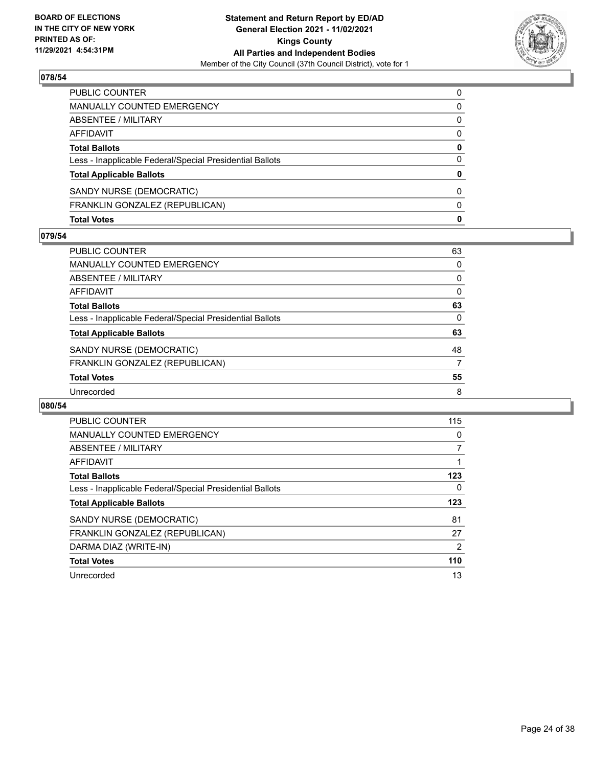**BOARD OF ELECTIONS IN THE CITY OF NEW YORK PRINTED AS OF: 11/29/2021 4:54:31PM**

**Statement and Return Report by ED/AD General Election 2021 - 11/02/2021 Kings County All Parties and Independent Bodies**
Member of the City Council (37th Council District), vote for 1

### 078/54

| | |
|---|---|
| PUBLIC COUNTER | 0 |
| MANUALLY COUNTED EMERGENCY | 0 |
| ABSENTEE / MILITARY | 0 |
| AFFIDAVIT | 0 |
| **Total Ballots** | **0** |
| Less - Inapplicable Federal/Special Presidential Ballots | 0 |
| **Total Applicable Ballots** | **0** |
| SANDY NURSE (DEMOCRATIC) | 0 |
| FRANKLIN GONZALEZ (REPUBLICAN) | 0 |
| **Total Votes** | **0** |

### 079/54

| | |
|---|---|
| PUBLIC COUNTER | 63 |
| MANUALLY COUNTED EMERGENCY | 0 |
| ABSENTEE / MILITARY | 0 |
| AFFIDAVIT | 0 |
| **Total Ballots** | **63** |
| Less - Inapplicable Federal/Special Presidential Ballots | 0 |
| **Total Applicable Ballots** | **63** |
| SANDY NURSE (DEMOCRATIC) | 48 |
| FRANKLIN GONZALEZ (REPUBLICAN) | 7 |
| **Total Votes** | **55** |
| Unrecorded | 8 |

### 080/54

| | |
|---|---|
| PUBLIC COUNTER | 115 |
| MANUALLY COUNTED EMERGENCY | 0 |
| ABSENTEE / MILITARY | 7 |
| AFFIDAVIT | 1 |
| **Total Ballots** | **123** |
| Less - Inapplicable Federal/Special Presidential Ballots | 0 |
| **Total Applicable Ballots** | **123** |
| SANDY NURSE (DEMOCRATIC) | 81 |
| FRANKLIN GONZALEZ (REPUBLICAN) | 27 |
| DARMA DIAZ (WRITE-IN) | 2 |
| **Total Votes** | **110** |
| Unrecorded | 13 |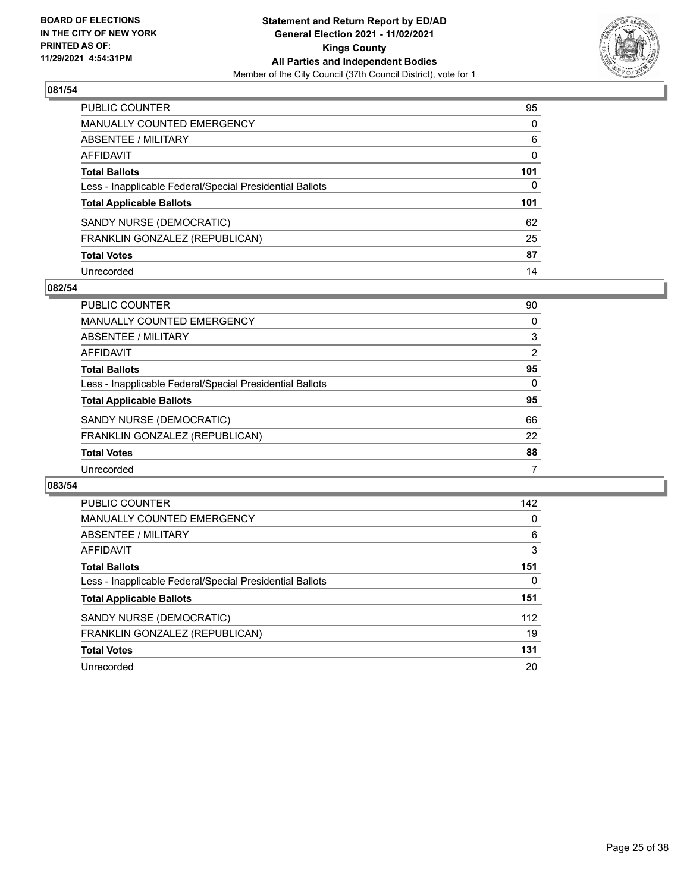## 081/54

| | |
|---|---|
| PUBLIC COUNTER | 95 |
| MANUALLY COUNTED EMERGENCY | 0 |
| ABSENTEE / MILITARY | 6 |
| AFFIDAVIT | 0 |
| **Total Ballots** | **101** |
| Less - Inapplicable Federal/Special Presidential Ballots | 0 |
| **Total Applicable Ballots** | **101** |
| SANDY NURSE (DEMOCRATIC) | 62 |
| FRANKLIN GONZALEZ (REPUBLICAN) | 25 |
| **Total Votes** | **87** |
| Unrecorded | 14 |

## 082/54

| | |
|---|---|
| PUBLIC COUNTER | 90 |
| MANUALLY COUNTED EMERGENCY | 0 |
| ABSENTEE / MILITARY | 3 |
| AFFIDAVIT | 2 |
| **Total Ballots** | **95** |
| Less - Inapplicable Federal/Special Presidential Ballots | 0 |
| **Total Applicable Ballots** | **95** |
| SANDY NURSE (DEMOCRATIC) | 66 |
| FRANKLIN GONZALEZ (REPUBLICAN) | 22 |
| **Total Votes** | **88** |
| Unrecorded | 7 |

## 083/54

| | |
|---|---|
| PUBLIC COUNTER | 142 |
| MANUALLY COUNTED EMERGENCY | 0 |
| ABSENTEE / MILITARY | 6 |
| AFFIDAVIT | 3 |
| **Total Ballots** | **151** |
| Less - Inapplicable Federal/Special Presidential Ballots | 0 |
| **Total Applicable Ballots** | **151** |
| SANDY NURSE (DEMOCRATIC) | 112 |
| FRANKLIN GONZALEZ (REPUBLICAN) | 19 |
| **Total Votes** | **131** |
| Unrecorded | 20 |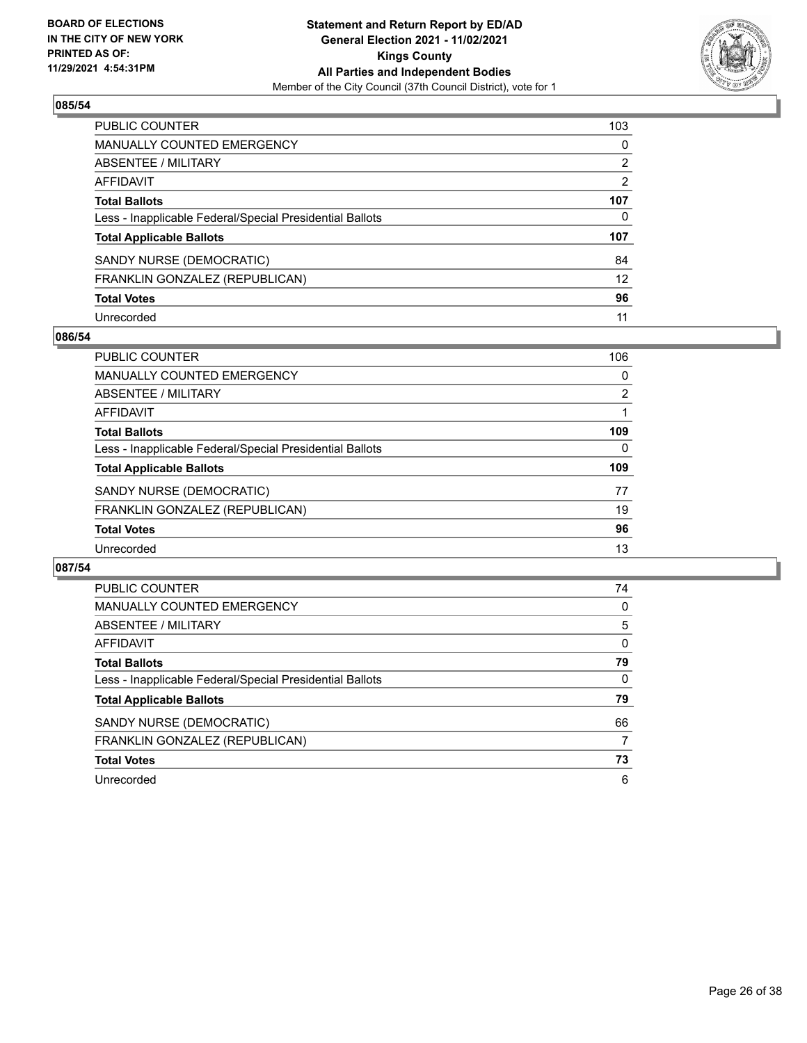## 085/54

| | |
|---|---|
| PUBLIC COUNTER | 103 |
| MANUALLY COUNTED EMERGENCY | 0 |
| ABSENTEE / MILITARY | 2 |
| AFFIDAVIT | 2 |
| **Total Ballots** | **107** |
| Less - Inapplicable Federal/Special Presidential Ballots | 0 |
| **Total Applicable Ballots** | **107** |
| SANDY NURSE (DEMOCRATIC) | 84 |
| FRANKLIN GONZALEZ (REPUBLICAN) | 12 |
| **Total Votes** | **96** |
| Unrecorded | 11 |

## 086/54

| | |
|---|---|
| PUBLIC COUNTER | 106 |
| MANUALLY COUNTED EMERGENCY | 0 |
| ABSENTEE / MILITARY | 2 |
| AFFIDAVIT | 1 |
| **Total Ballots** | **109** |
| Less - Inapplicable Federal/Special Presidential Ballots | 0 |
| **Total Applicable Ballots** | **109** |
| SANDY NURSE (DEMOCRATIC) | 77 |
| FRANKLIN GONZALEZ (REPUBLICAN) | 19 |
| **Total Votes** | **96** |
| Unrecorded | 13 |

## 087/54

| | |
|---|---|
| PUBLIC COUNTER | 74 |
| MANUALLY COUNTED EMERGENCY | 0 |
| ABSENTEE / MILITARY | 5 |
| AFFIDAVIT | 0 |
| **Total Ballots** | **79** |
| Less - Inapplicable Federal/Special Presidential Ballots | 0 |
| **Total Applicable Ballots** | **79** |
| SANDY NURSE (DEMOCRATIC) | 66 |
| FRANKLIN GONZALEZ (REPUBLICAN) | 7 |
| **Total Votes** | **73** |
| Unrecorded | 6 |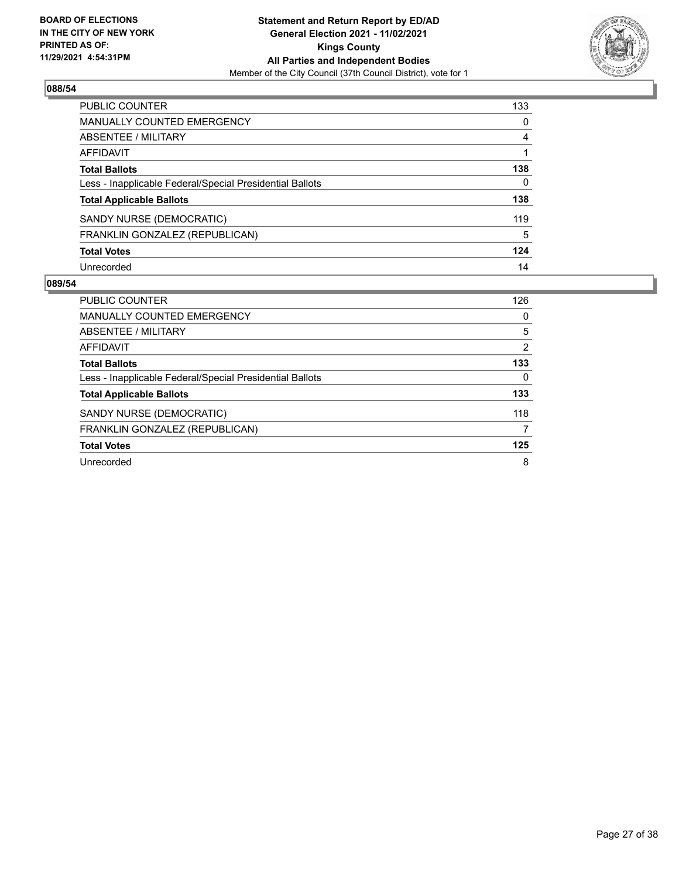## 088/54

| | |
|---|---|
| PUBLIC COUNTER | 133 |
| MANUALLY COUNTED EMERGENCY | 0 |
| ABSENTEE / MILITARY | 4 |
| AFFIDAVIT | 1 |
| **Total Ballots** | **138** |
| Less - Inapplicable Federal/Special Presidential Ballots | 0 |
| **Total Applicable Ballots** | **138** |
| SANDY NURSE (DEMOCRATIC) | 119 |
| FRANKLIN GONZALEZ (REPUBLICAN) | 5 |
| **Total Votes** | **124** |
| Unrecorded | 14 |

## 089/54

| | |
|---|---|
| PUBLIC COUNTER | 126 |
| MANUALLY COUNTED EMERGENCY | 0 |
| ABSENTEE / MILITARY | 5 |
| AFFIDAVIT | 2 |
| **Total Ballots** | **133** |
| Less - Inapplicable Federal/Special Presidential Ballots | 0 |
| **Total Applicable Ballots** | **133** |
| SANDY NURSE (DEMOCRATIC) | 118 |
| FRANKLIN GONZALEZ (REPUBLICAN) | 7 |
| **Total Votes** | **125** |
| Unrecorded | 8 |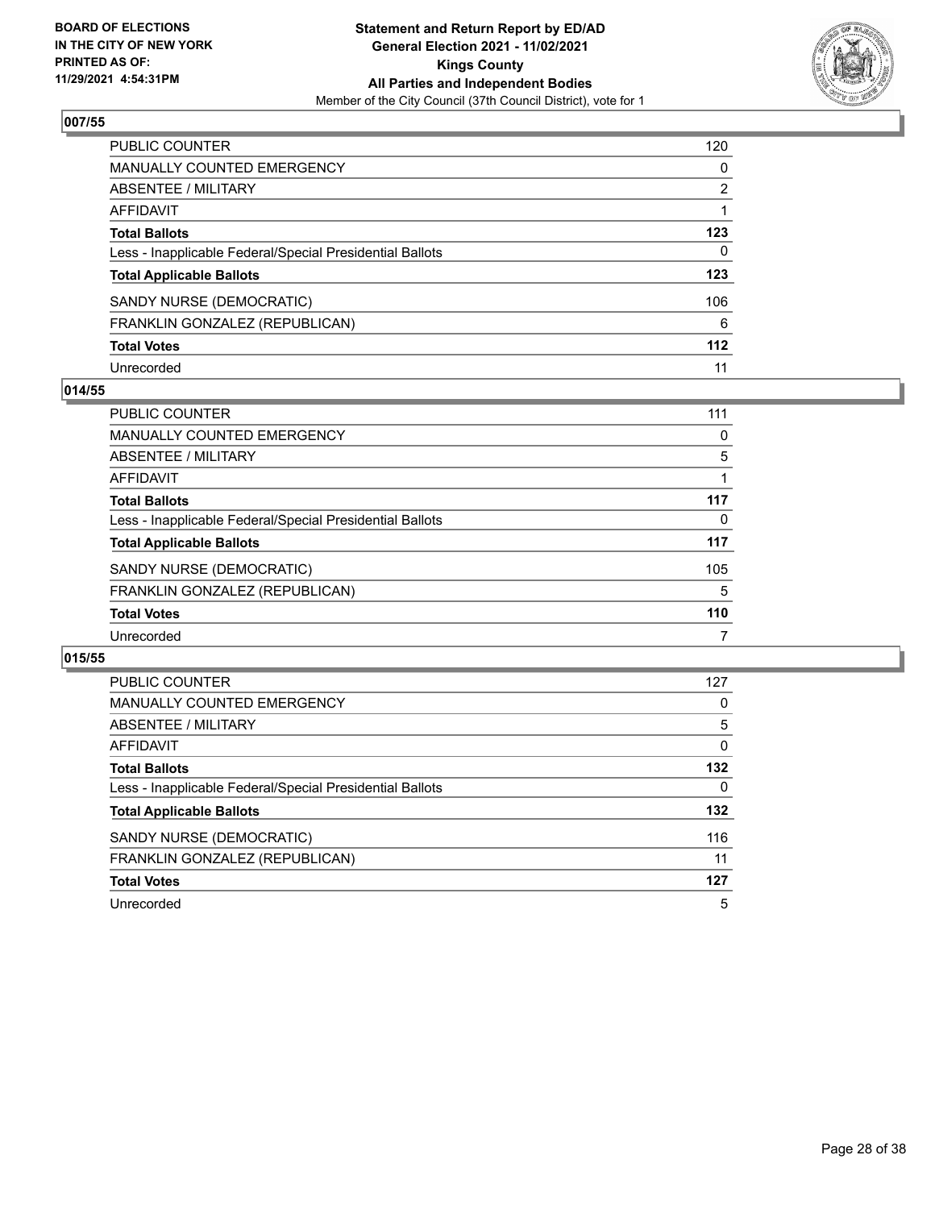**BOARD OF ELECTIONS IN THE CITY OF NEW YORK PRINTED AS OF: 11/29/2021 4:54:31PM**

**Statement and Return Report by ED/AD General Election 2021 - 11/02/2021 Kings County All Parties and Independent Bodies**

Member of the City Council (37th Council District), vote for 1

### 007/55

| | |
|---|---|
| PUBLIC COUNTER | 120 |
| MANUALLY COUNTED EMERGENCY | 0 |
| ABSENTEE / MILITARY | 2 |
| AFFIDAVIT | 1 |
| **Total Ballots** | **123** |
| Less - Inapplicable Federal/Special Presidential Ballots | 0 |
| **Total Applicable Ballots** | **123** |
| SANDY NURSE (DEMOCRATIC) | 106 |
| FRANKLIN GONZALEZ (REPUBLICAN) | 6 |
| **Total Votes** | **112** |
| Unrecorded | 11 |

### 014/55

| | |
|---|---|
| PUBLIC COUNTER | 111 |
| MANUALLY COUNTED EMERGENCY | 0 |
| ABSENTEE / MILITARY | 5 |
| AFFIDAVIT | 1 |
| **Total Ballots** | **117** |
| Less - Inapplicable Federal/Special Presidential Ballots | 0 |
| **Total Applicable Ballots** | **117** |
| SANDY NURSE (DEMOCRATIC) | 105 |
| FRANKLIN GONZALEZ (REPUBLICAN) | 5 |
| **Total Votes** | **110** |
| Unrecorded | 7 |

### 015/55

| | |
|---|---|
| PUBLIC COUNTER | 127 |
| MANUALLY COUNTED EMERGENCY | 0 |
| ABSENTEE / MILITARY | 5 |
| AFFIDAVIT | 0 |
| **Total Ballots** | **132** |
| Less - Inapplicable Federal/Special Presidential Ballots | 0 |
| **Total Applicable Ballots** | **132** |
| SANDY NURSE (DEMOCRATIC) | 116 |
| FRANKLIN GONZALEZ (REPUBLICAN) | 11 |
| **Total Votes** | **127** |
| Unrecorded | 5 |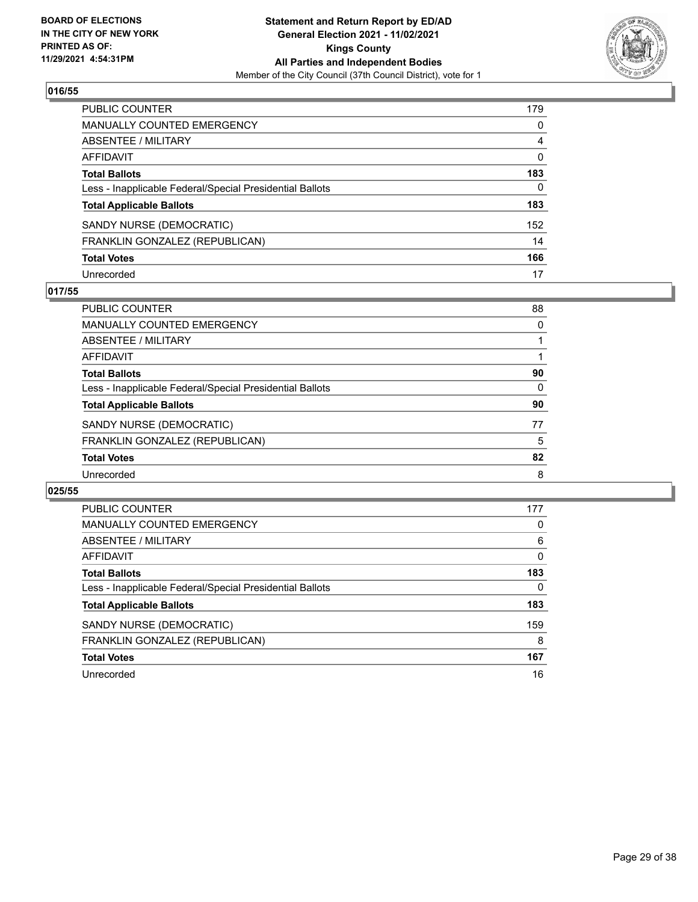**BOARD OF ELECTIONS IN THE CITY OF NEW YORK PRINTED AS OF: 11/29/2021 4:54:31PM**

**Statement and Return Report by ED/AD General Election 2021 - 11/02/2021 Kings County All Parties and Independent Bodies**

Member of the City Council (37th Council District), vote for 1

## 016/55

| | |
|---|---|
| PUBLIC COUNTER | 179 |
| MANUALLY COUNTED EMERGENCY | 0 |
| ABSENTEE / MILITARY | 4 |
| AFFIDAVIT | 0 |
| **Total Ballots** | **183** |
| Less - Inapplicable Federal/Special Presidential Ballots | 0 |
| **Total Applicable Ballots** | **183** |
| SANDY NURSE (DEMOCRATIC) | 152 |
| FRANKLIN GONZALEZ (REPUBLICAN) | 14 |
| **Total Votes** | **166** |
| Unrecorded | 17 |

## 017/55

| | |
|---|---|
| PUBLIC COUNTER | 88 |
| MANUALLY COUNTED EMERGENCY | 0 |
| ABSENTEE / MILITARY | 1 |
| AFFIDAVIT | 1 |
| **Total Ballots** | **90** |
| Less - Inapplicable Federal/Special Presidential Ballots | 0 |
| **Total Applicable Ballots** | **90** |
| SANDY NURSE (DEMOCRATIC) | 77 |
| FRANKLIN GONZALEZ (REPUBLICAN) | 5 |
| **Total Votes** | **82** |
| Unrecorded | 8 |

## 025/55

| | |
|---|---|
| PUBLIC COUNTER | 177 |
| MANUALLY COUNTED EMERGENCY | 0 |
| ABSENTEE / MILITARY | 6 |
| AFFIDAVIT | 0 |
| **Total Ballots** | **183** |
| Less - Inapplicable Federal/Special Presidential Ballots | 0 |
| **Total Applicable Ballots** | **183** |
| SANDY NURSE (DEMOCRATIC) | 159 |
| FRANKLIN GONZALEZ (REPUBLICAN) | 8 |
| **Total Votes** | **167** |
| Unrecorded | 16 |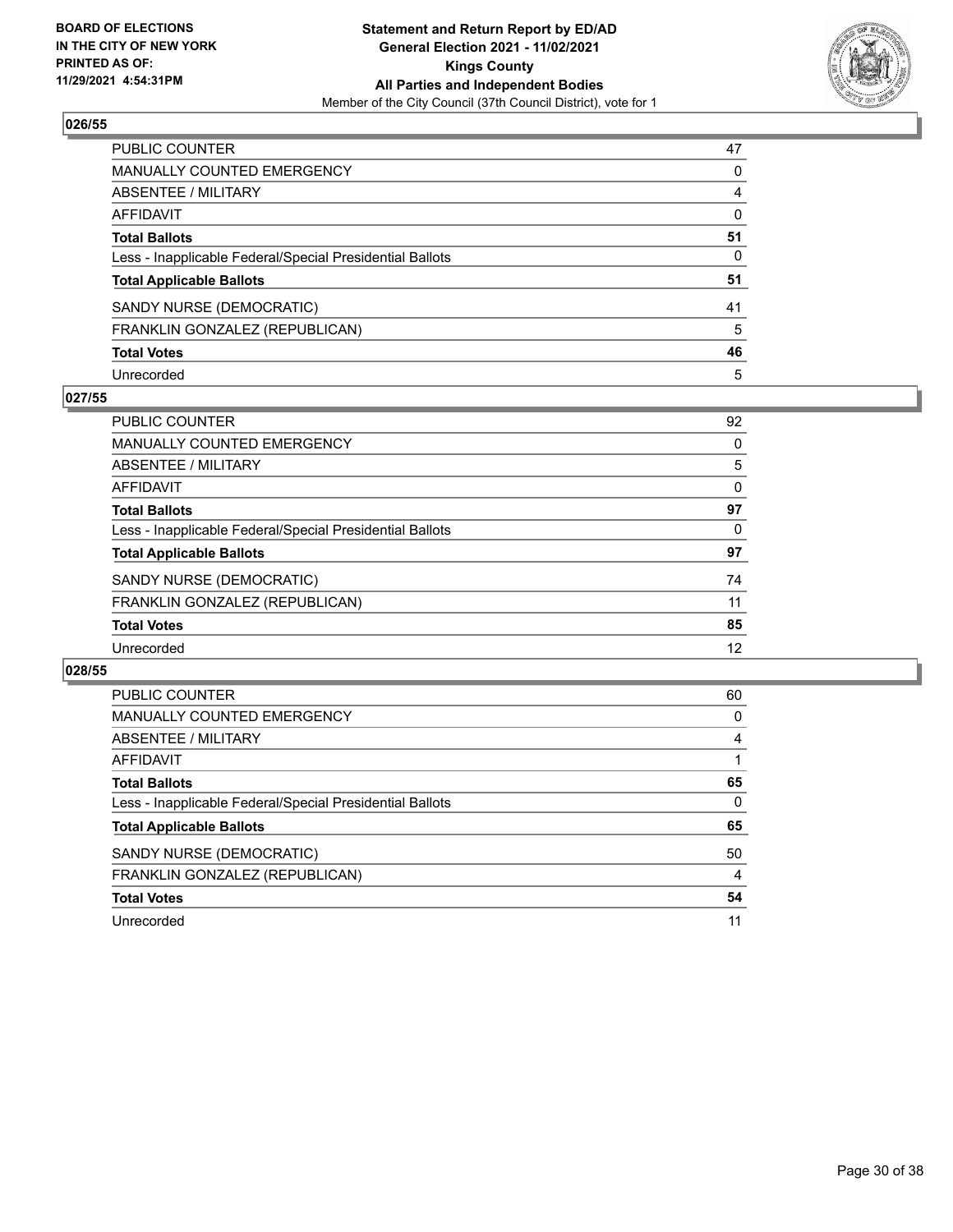**BOARD OF ELECTIONS IN THE CITY OF NEW YORK PRINTED AS OF: 11/29/2021 4:54:31PM**

**Statement and Return Report by ED/AD General Election 2021 - 11/02/2021 Kings County All Parties and Independent Bodies**
Member of the City Council (37th Council District), vote for 1

## 026/55

| | |
|---|---|
| PUBLIC COUNTER | 47 |
| MANUALLY COUNTED EMERGENCY | 0 |
| ABSENTEE / MILITARY | 4 |
| AFFIDAVIT | 0 |
| **Total Ballots** | **51** |
| Less - Inapplicable Federal/Special Presidential Ballots | 0 |
| **Total Applicable Ballots** | **51** |
| SANDY NURSE (DEMOCRATIC) | 41 |
| FRANKLIN GONZALEZ (REPUBLICAN) | 5 |
| **Total Votes** | **46** |
| Unrecorded | 5 |

## 027/55

| | |
|---|---|
| PUBLIC COUNTER | 92 |
| MANUALLY COUNTED EMERGENCY | 0 |
| ABSENTEE / MILITARY | 5 |
| AFFIDAVIT | 0 |
| **Total Ballots** | **97** |
| Less - Inapplicable Federal/Special Presidential Ballots | 0 |
| **Total Applicable Ballots** | **97** |
| SANDY NURSE (DEMOCRATIC) | 74 |
| FRANKLIN GONZALEZ (REPUBLICAN) | 11 |
| **Total Votes** | **85** |
| Unrecorded | 12 |

## 028/55

| | |
|---|---|
| PUBLIC COUNTER | 60 |
| MANUALLY COUNTED EMERGENCY | 0 |
| ABSENTEE / MILITARY | 4 |
| AFFIDAVIT | 1 |
| **Total Ballots** | **65** |
| Less - Inapplicable Federal/Special Presidential Ballots | 0 |
| **Total Applicable Ballots** | **65** |
| SANDY NURSE (DEMOCRATIC) | 50 |
| FRANKLIN GONZALEZ (REPUBLICAN) | 4 |
| **Total Votes** | **54** |
| Unrecorded | 11 |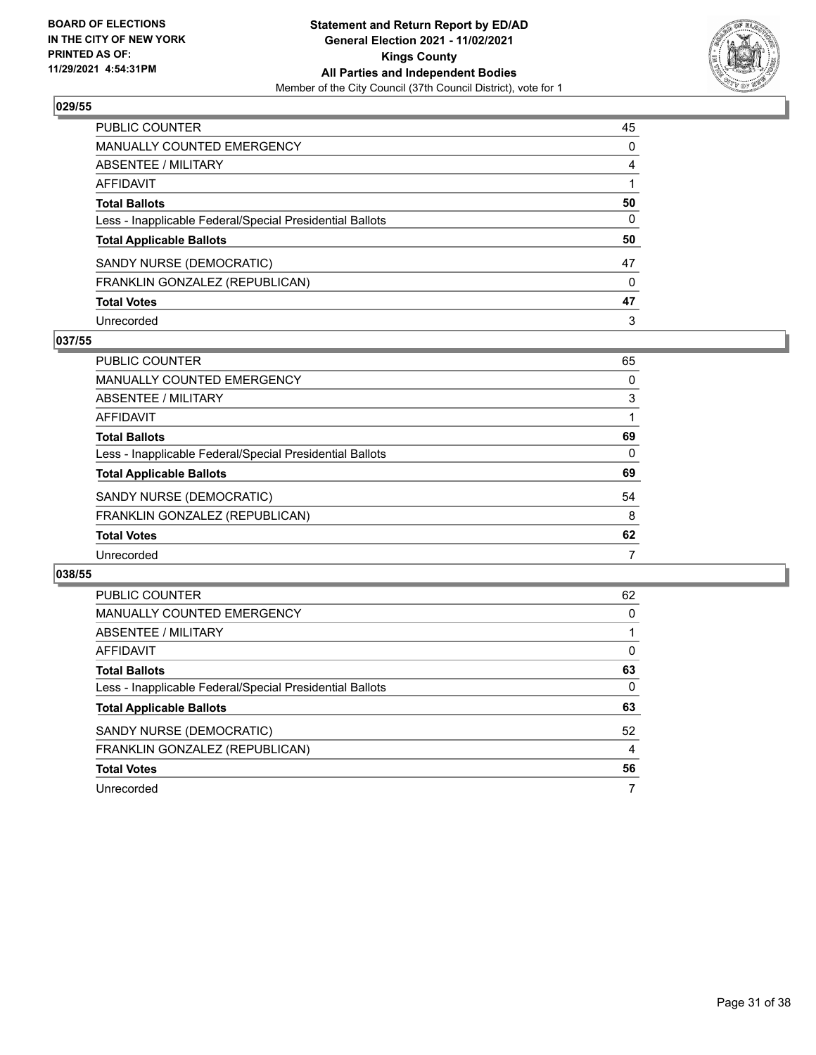**BOARD OF ELECTIONS IN THE CITY OF NEW YORK PRINTED AS OF: 11/29/2021 4:54:31PM**

**Statement and Return Report by ED/AD General Election 2021 - 11/02/2021 Kings County All Parties and Independent Bodies**

Member of the City Council (37th Council District), vote for 1

### 029/55

| | |
|---|---|
| PUBLIC COUNTER | 45 |
| MANUALLY COUNTED EMERGENCY | 0 |
| ABSENTEE / MILITARY | 4 |
| AFFIDAVIT | 1 |
| **Total Ballots** | **50** |
| Less - Inapplicable Federal/Special Presidential Ballots | 0 |
| **Total Applicable Ballots** | **50** |
| SANDY NURSE (DEMOCRATIC) | 47 |
| FRANKLIN GONZALEZ (REPUBLICAN) | 0 |
| **Total Votes** | **47** |
| Unrecorded | 3 |

### 037/55

| | |
|---|---|
| PUBLIC COUNTER | 65 |
| MANUALLY COUNTED EMERGENCY | 0 |
| ABSENTEE / MILITARY | 3 |
| AFFIDAVIT | 1 |
| **Total Ballots** | **69** |
| Less - Inapplicable Federal/Special Presidential Ballots | 0 |
| **Total Applicable Ballots** | **69** |
| SANDY NURSE (DEMOCRATIC) | 54 |
| FRANKLIN GONZALEZ (REPUBLICAN) | 8 |
| **Total Votes** | **62** |
| Unrecorded | 7 |

### 038/55

| | |
|---|---|
| PUBLIC COUNTER | 62 |
| MANUALLY COUNTED EMERGENCY | 0 |
| ABSENTEE / MILITARY | 1 |
| AFFIDAVIT | 0 |
| **Total Ballots** | **63** |
| Less - Inapplicable Federal/Special Presidential Ballots | 0 |
| **Total Applicable Ballots** | **63** |
| SANDY NURSE (DEMOCRATIC) | 52 |
| FRANKLIN GONZALEZ (REPUBLICAN) | 4 |
| **Total Votes** | **56** |
| Unrecorded | 7 |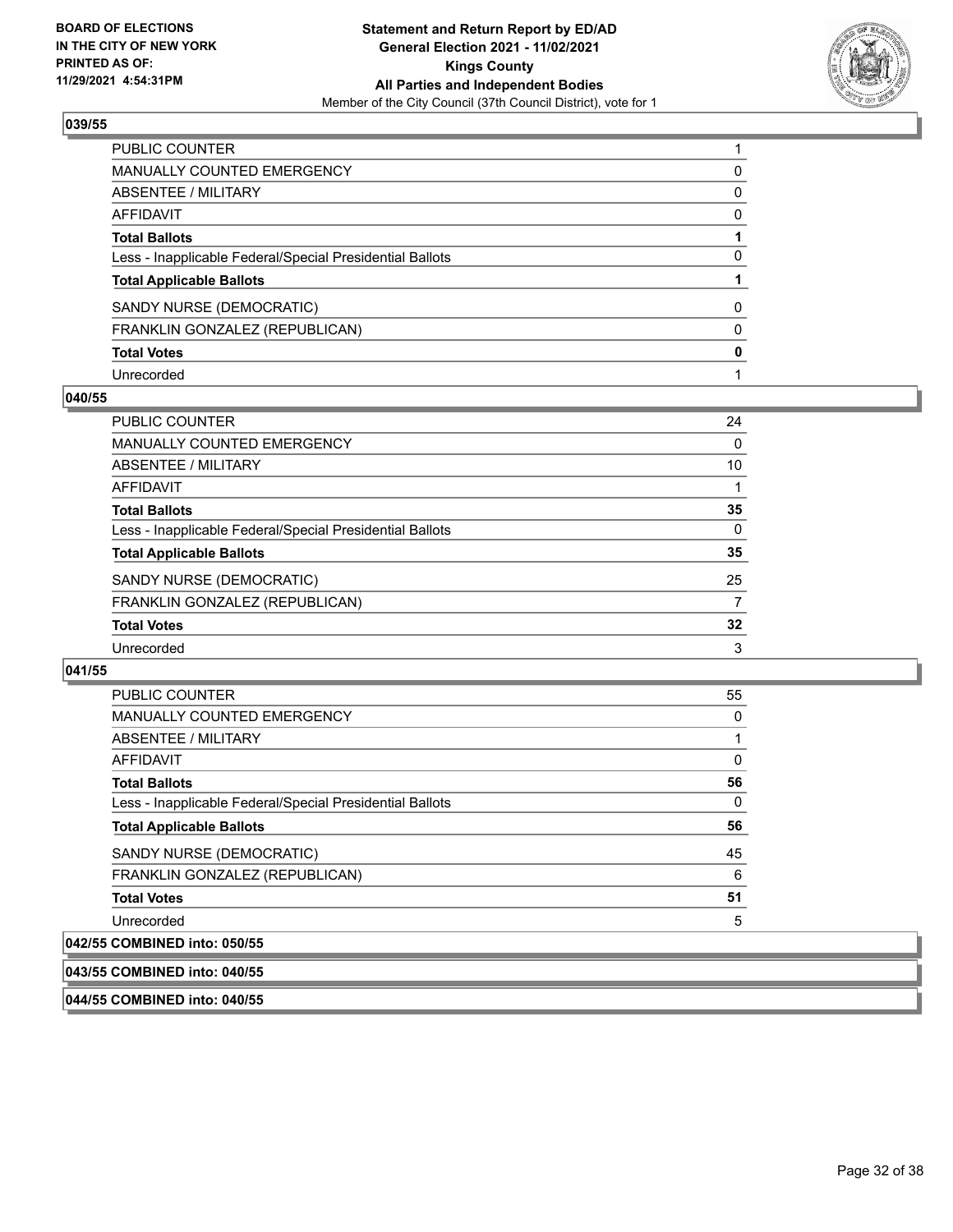### 039/55

| | |
|---|---|
| PUBLIC COUNTER | 1 |
| MANUALLY COUNTED EMERGENCY | 0 |
| ABSENTEE / MILITARY | 0 |
| AFFIDAVIT | 0 |
| **Total Ballots** | **1** |
| Less - Inapplicable Federal/Special Presidential Ballots | 0 |
| **Total Applicable Ballots** | **1** |
| SANDY NURSE (DEMOCRATIC) | 0 |
| FRANKLIN GONZALEZ (REPUBLICAN) | 0 |
| **Total Votes** | **0** |
| Unrecorded | 1 |

### 040/55

| | |
|---|---|
| PUBLIC COUNTER | 24 |
| MANUALLY COUNTED EMERGENCY | 0 |
| ABSENTEE / MILITARY | 10 |
| AFFIDAVIT | 1 |
| **Total Ballots** | **35** |
| Less - Inapplicable Federal/Special Presidential Ballots | 0 |
| **Total Applicable Ballots** | **35** |
| SANDY NURSE (DEMOCRATIC) | 25 |
| FRANKLIN GONZALEZ (REPUBLICAN) | 7 |
| **Total Votes** | **32** |
| Unrecorded | 3 |

### 041/55

| | |
|---|---|
| PUBLIC COUNTER | 55 |
| MANUALLY COUNTED EMERGENCY | 0 |
| ABSENTEE / MILITARY | 1 |
| AFFIDAVIT | 0 |
| **Total Ballots** | **56** |
| Less - Inapplicable Federal/Special Presidential Ballots | 0 |
| **Total Applicable Ballots** | **56** |
| SANDY NURSE (DEMOCRATIC) | 45 |
| FRANKLIN GONZALEZ (REPUBLICAN) | 6 |
| **Total Votes** | **51** |
| Unrecorded | 5 |

### 042/55 COMBINED into: 050/55

### 043/55 COMBINED into: 040/55

### 044/55 COMBINED into: 040/55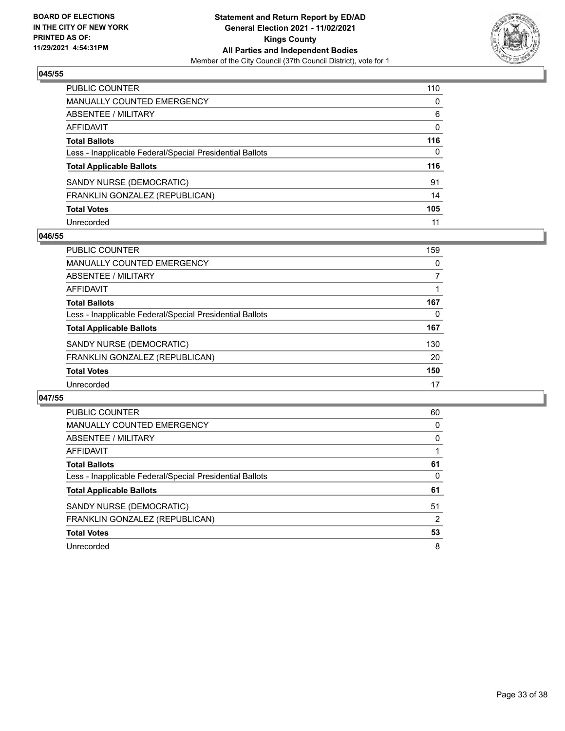## 045/55

| | |
|---|---|
| PUBLIC COUNTER | 110 |
| MANUALLY COUNTED EMERGENCY | 0 |
| ABSENTEE / MILITARY | 6 |
| AFFIDAVIT | 0 |
| **Total Ballots** | **116** |
| Less - Inapplicable Federal/Special Presidential Ballots | 0 |
| **Total Applicable Ballots** | **116** |
| SANDY NURSE (DEMOCRATIC) | 91 |
| FRANKLIN GONZALEZ (REPUBLICAN) | 14 |
| **Total Votes** | **105** |
| Unrecorded | 11 |

## 046/55

| | |
|---|---|
| PUBLIC COUNTER | 159 |
| MANUALLY COUNTED EMERGENCY | 0 |
| ABSENTEE / MILITARY | 7 |
| AFFIDAVIT | 1 |
| **Total Ballots** | **167** |
| Less - Inapplicable Federal/Special Presidential Ballots | 0 |
| **Total Applicable Ballots** | **167** |
| SANDY NURSE (DEMOCRATIC) | 130 |
| FRANKLIN GONZALEZ (REPUBLICAN) | 20 |
| **Total Votes** | **150** |
| Unrecorded | 17 |

## 047/55

| | |
|---|---|
| PUBLIC COUNTER | 60 |
| MANUALLY COUNTED EMERGENCY | 0 |
| ABSENTEE / MILITARY | 0 |
| AFFIDAVIT | 1 |
| **Total Ballots** | **61** |
| Less - Inapplicable Federal/Special Presidential Ballots | 0 |
| **Total Applicable Ballots** | **61** |
| SANDY NURSE (DEMOCRATIC) | 51 |
| FRANKLIN GONZALEZ (REPUBLICAN) | 2 |
| **Total Votes** | **53** |
| Unrecorded | 8 |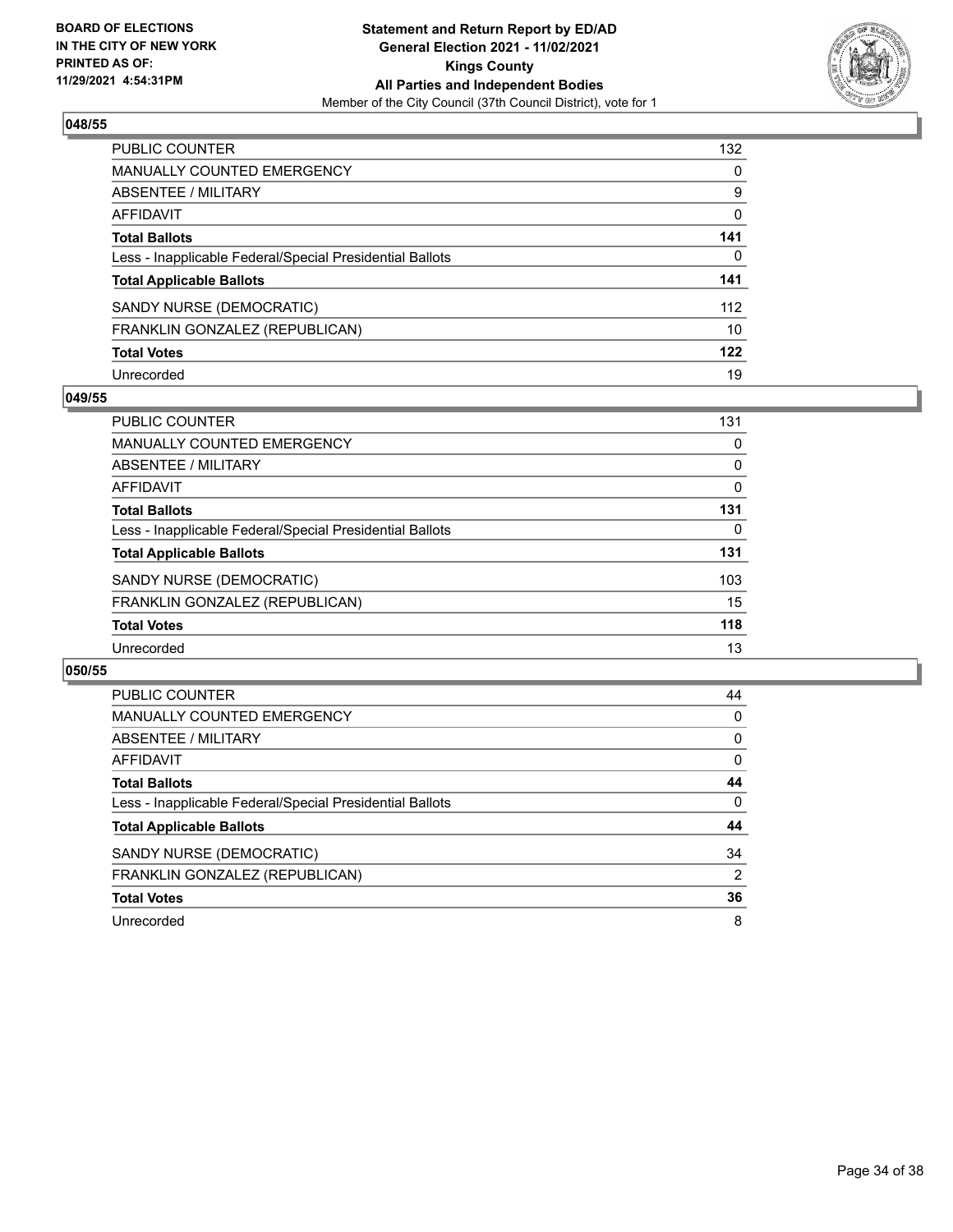BOARD OF ELECTIONS
IN THE CITY OF NEW YORK
PRINTED AS OF:
11/29/2021 4:54:31PM

**Statement and Return Report by ED/AD**
**General Election 2021 - 11/02/2021**
**Kings County**
**All Parties and Independent Bodies**
Member of the City Council (37th Council District), vote for 1

### 048/55

| | |
|---|---|
| PUBLIC COUNTER | 132 |
| MANUALLY COUNTED EMERGENCY | 0 |
| ABSENTEE / MILITARY | 9 |
| AFFIDAVIT | 0 |
| **Total Ballots** | **141** |
| Less - Inapplicable Federal/Special Presidential Ballots | 0 |
| **Total Applicable Ballots** | **141** |
| SANDY NURSE (DEMOCRATIC) | 112 |
| FRANKLIN GONZALEZ (REPUBLICAN) | 10 |
| **Total Votes** | **122** |
| Unrecorded | 19 |

### 049/55

| | |
|---|---|
| PUBLIC COUNTER | 131 |
| MANUALLY COUNTED EMERGENCY | 0 |
| ABSENTEE / MILITARY | 0 |
| AFFIDAVIT | 0 |
| **Total Ballots** | **131** |
| Less - Inapplicable Federal/Special Presidential Ballots | 0 |
| **Total Applicable Ballots** | **131** |
| SANDY NURSE (DEMOCRATIC) | 103 |
| FRANKLIN GONZALEZ (REPUBLICAN) | 15 |
| **Total Votes** | **118** |
| Unrecorded | 13 |

### 050/55

| | |
|---|---|
| PUBLIC COUNTER | 44 |
| MANUALLY COUNTED EMERGENCY | 0 |
| ABSENTEE / MILITARY | 0 |
| AFFIDAVIT | 0 |
| **Total Ballots** | **44** |
| Less - Inapplicable Federal/Special Presidential Ballots | 0 |
| **Total Applicable Ballots** | **44** |
| SANDY NURSE (DEMOCRATIC) | 34 |
| FRANKLIN GONZALEZ (REPUBLICAN) | 2 |
| **Total Votes** | **36** |
| Unrecorded | 8 |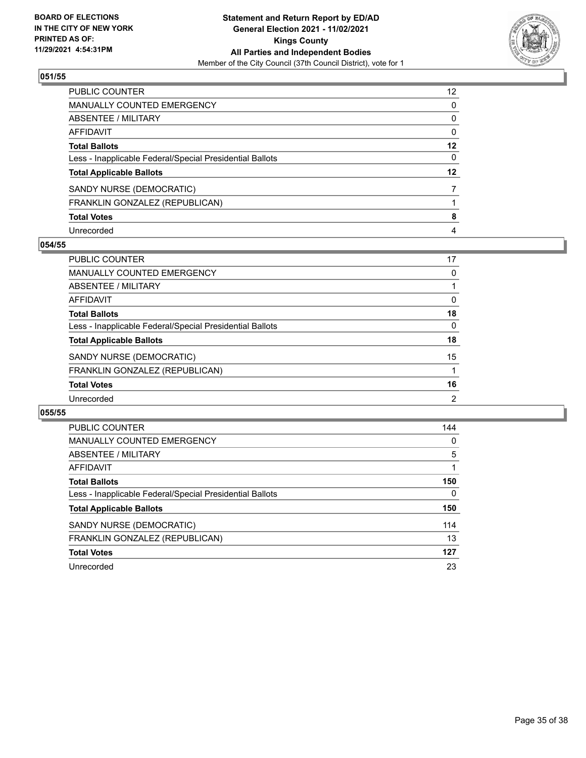**Statement and Return Report by ED/AD**
**General Election 2021 - 11/02/2021**
**Kings County**
**All Parties and Independent Bodies**
Member of the City Council (37th Council District), vote for 1

BOARD OF ELECTIONS
IN THE CITY OF NEW YORK
PRINTED AS OF:
11/29/2021 4:54:31PM

## 051/55

| | |
|---|---|
| PUBLIC COUNTER | 12 |
| MANUALLY COUNTED EMERGENCY | 0 |
| ABSENTEE / MILITARY | 0 |
| AFFIDAVIT | 0 |
| **Total Ballots** | **12** |
| Less - Inapplicable Federal/Special Presidential Ballots | 0 |
| **Total Applicable Ballots** | **12** |
| SANDY NURSE (DEMOCRATIC) | 7 |
| FRANKLIN GONZALEZ (REPUBLICAN) | 1 |
| **Total Votes** | **8** |
| Unrecorded | 4 |

## 054/55

| | |
|---|---|
| PUBLIC COUNTER | 17 |
| MANUALLY COUNTED EMERGENCY | 0 |
| ABSENTEE / MILITARY | 1 |
| AFFIDAVIT | 0 |
| **Total Ballots** | **18** |
| Less - Inapplicable Federal/Special Presidential Ballots | 0 |
| **Total Applicable Ballots** | **18** |
| SANDY NURSE (DEMOCRATIC) | 15 |
| FRANKLIN GONZALEZ (REPUBLICAN) | 1 |
| **Total Votes** | **16** |
| Unrecorded | 2 |

## 055/55

| | |
|---|---|
| PUBLIC COUNTER | 144 |
| MANUALLY COUNTED EMERGENCY | 0 |
| ABSENTEE / MILITARY | 5 |
| AFFIDAVIT | 1 |
| **Total Ballots** | **150** |
| Less - Inapplicable Federal/Special Presidential Ballots | 0 |
| **Total Applicable Ballots** | **150** |
| SANDY NURSE (DEMOCRATIC) | 114 |
| FRANKLIN GONZALEZ (REPUBLICAN) | 13 |
| **Total Votes** | **127** |
| Unrecorded | 23 |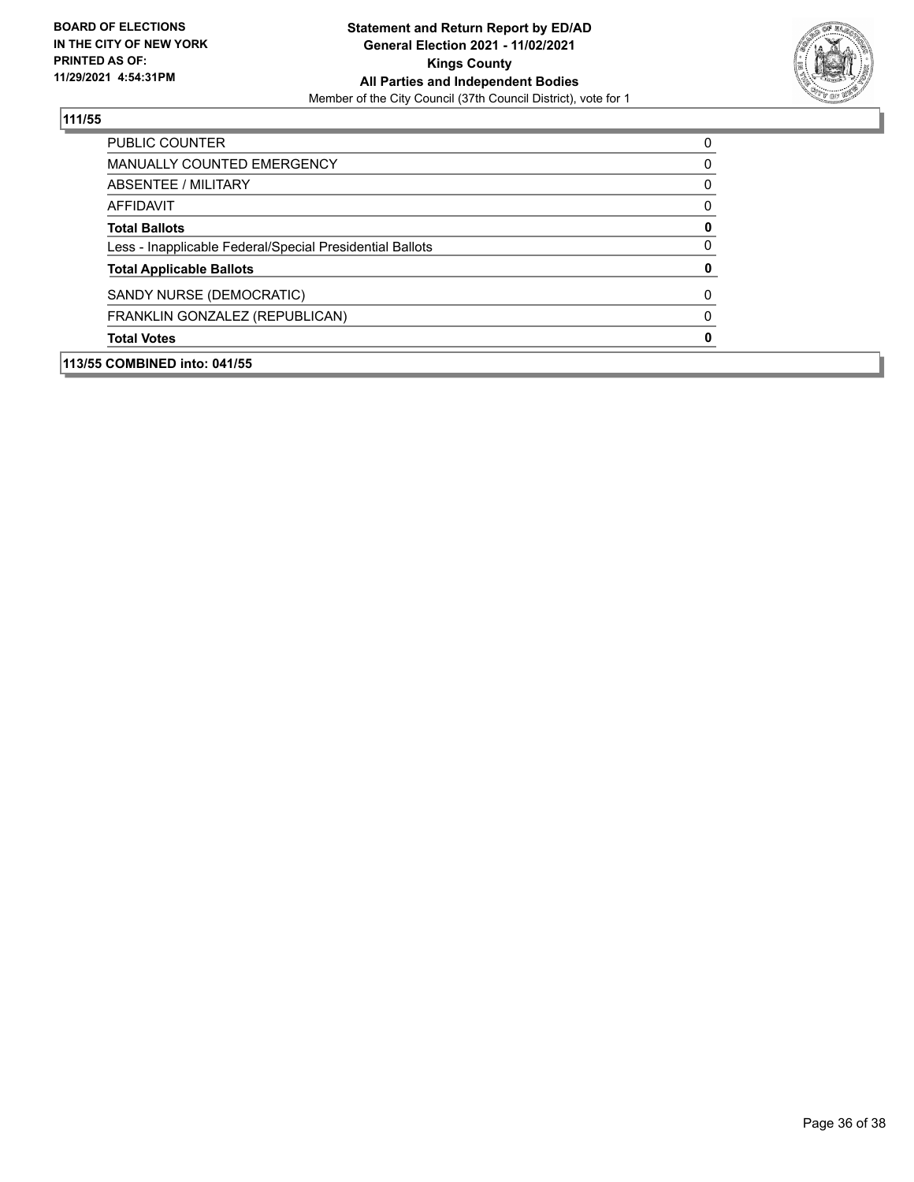## 111/55

| | |
|---|---|
| PUBLIC COUNTER | 0 |
| MANUALLY COUNTED EMERGENCY | 0 |
| ABSENTEE / MILITARY | 0 |
| AFFIDAVIT | 0 |
| **Total Ballots** | **0** |
| Less - Inapplicable Federal/Special Presidential Ballots | 0 |
| **Total Applicable Ballots** | **0** |
| SANDY NURSE (DEMOCRATIC) | 0 |
| FRANKLIN GONZALEZ (REPUBLICAN) | 0 |
| **Total Votes** | **0** |

## 113/55 COMBINED into: 041/55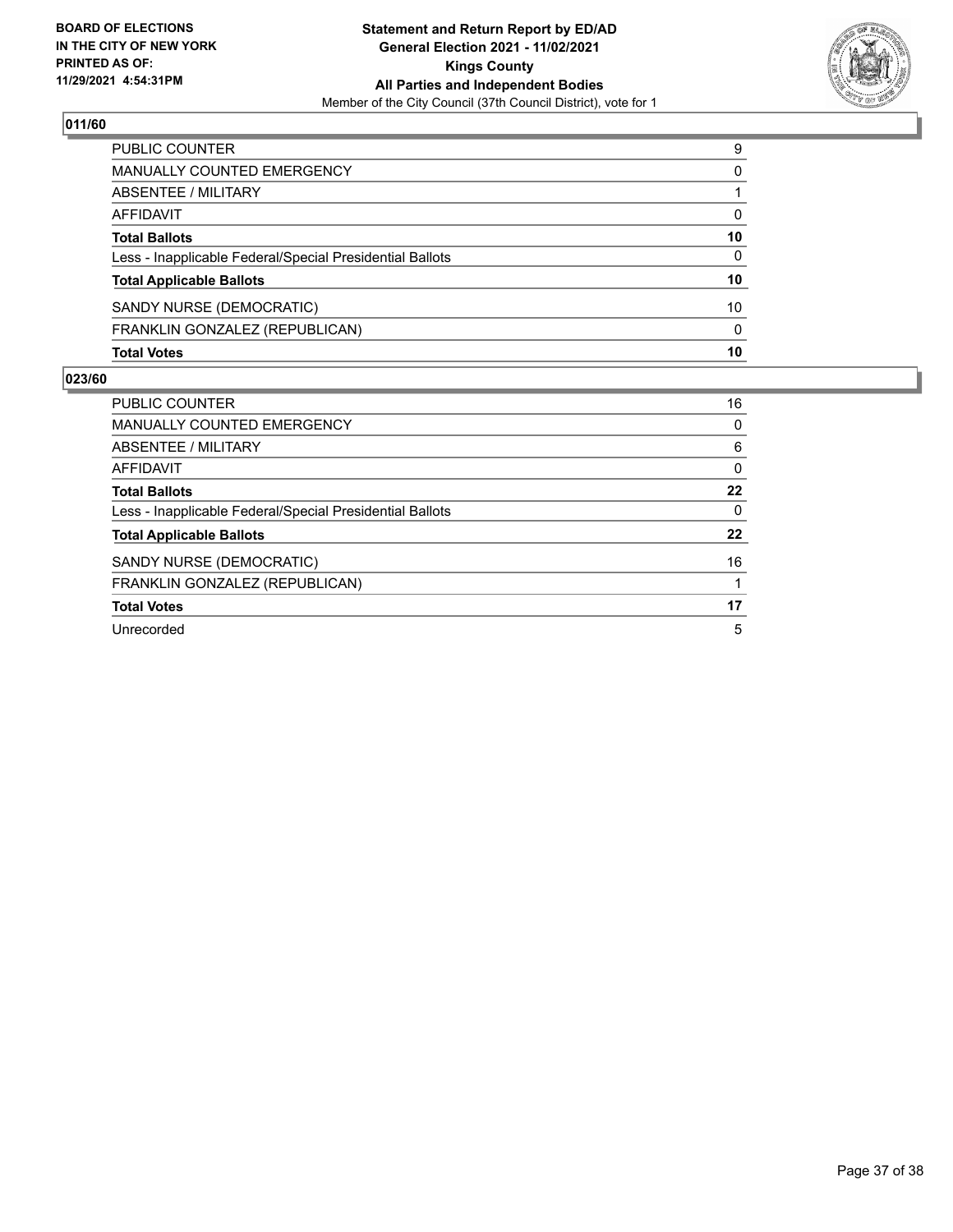**BOARD OF ELECTIONS IN THE CITY OF NEW YORK PRINTED AS OF: 11/29/2021 4:54:31PM**

**Statement and Return Report by ED/AD General Election 2021 - 11/02/2021 Kings County All Parties and Independent Bodies**

Member of the City Council (37th Council District), vote for 1

## 011/60

| | |
|---|---|
| PUBLIC COUNTER | 9 |
| MANUALLY COUNTED EMERGENCY | 0 |
| ABSENTEE / MILITARY | 1 |
| AFFIDAVIT | 0 |
| **Total Ballots** | **10** |
| Less - Inapplicable Federal/Special Presidential Ballots | 0 |
| **Total Applicable Ballots** | **10** |
| SANDY NURSE (DEMOCRATIC) | 10 |
| FRANKLIN GONZALEZ (REPUBLICAN) | 0 |
| **Total Votes** | **10** |

## 023/60

| | |
|---|---|
| PUBLIC COUNTER | 16 |
| MANUALLY COUNTED EMERGENCY | 0 |
| ABSENTEE / MILITARY | 6 |
| AFFIDAVIT | 0 |
| **Total Ballots** | **22** |
| Less - Inapplicable Federal/Special Presidential Ballots | 0 |
| **Total Applicable Ballots** | **22** |
| SANDY NURSE (DEMOCRATIC) | 16 |
| FRANKLIN GONZALEZ (REPUBLICAN) | 1 |
| **Total Votes** | **17** |
| Unrecorded | 5 |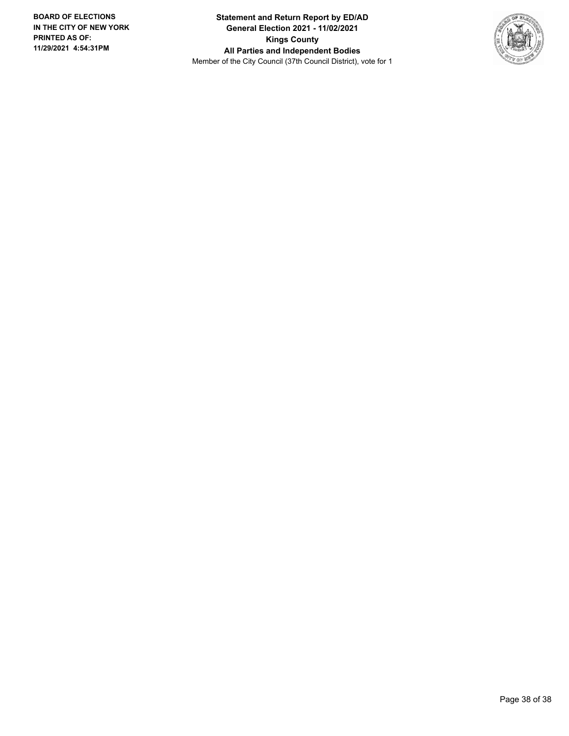**BOARD OF ELECTIONS IN THE CITY OF NEW YORK PRINTED AS OF: 11/29/2021 4:54:31PM**

**Statement and Return Report by ED/AD**
**General Election 2021 - 11/02/2021**
**Kings County**
**All Parties and Independent Bodies**
Member of the City Council (37th Council District), vote for 1